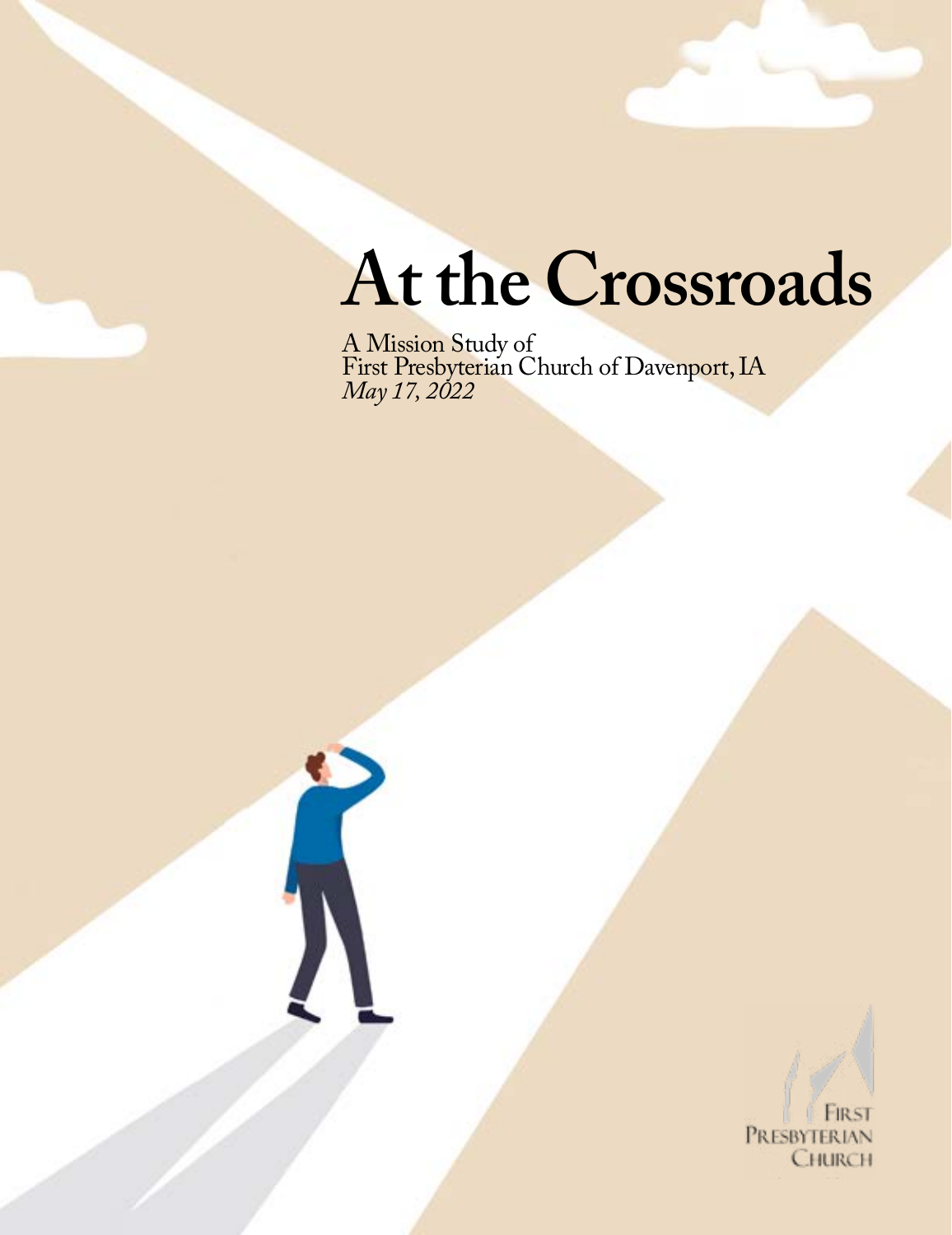# At the Crossroads

A Mission Study of
First Presbyterian Church of Davenport, IA
*May 17, 2022*

First
Presbyterian
Church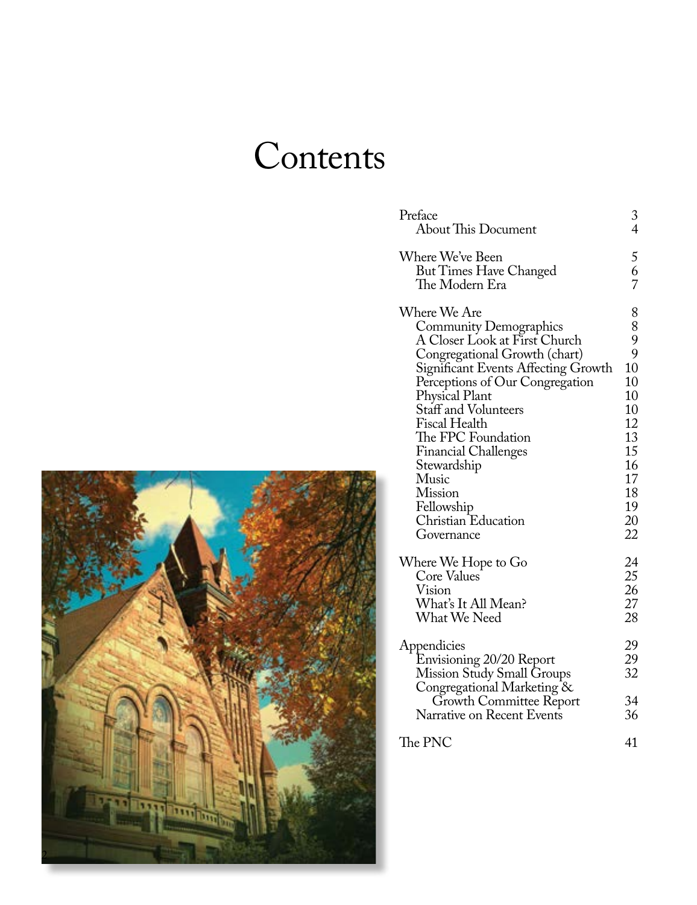# Contents

| | |
|---|---|
| Preface | 3 |
| About This Document | 4 |
| | |
| Where We've Been | 5 |
| But Times Have Changed | 6 |
| The Modern Era | 7 |
| | |
| Where We Are | 8 |
| Community Demographics | 8 |
| A Closer Look at First Church | 9 |
| Congregational Growth (chart) | 9 |
| Significant Events Affecting Growth | 10 |
| Perceptions of Our Congregation | 10 |
| Physical Plant | 10 |
| Staff and Volunteers | 10 |
| Fiscal Health | 12 |
| The FPC Foundation | 13 |
| Financial Challenges | 15 |
| Stewardship | 16 |
| Music | 17 |
| Mission | 18 |
| Fellowship | 19 |
| Christian Education | 20 |
| Governance | 22 |
| | |
| Where We Hope to Go | 24 |
| Core Values | 25 |
| Vision | 26 |
| What's It All Mean? | 27 |
| What We Need | 28 |
| | |
| Appendicies | 29 |
| Envisioning 20/20 Report | 29 |
| Mission Study Small Groups | 32 |
| Congregational Marketing & Growth Committee Report | 34 |
| Narrative on Recent Events | 36 |
| | |
| The PNC | 41 |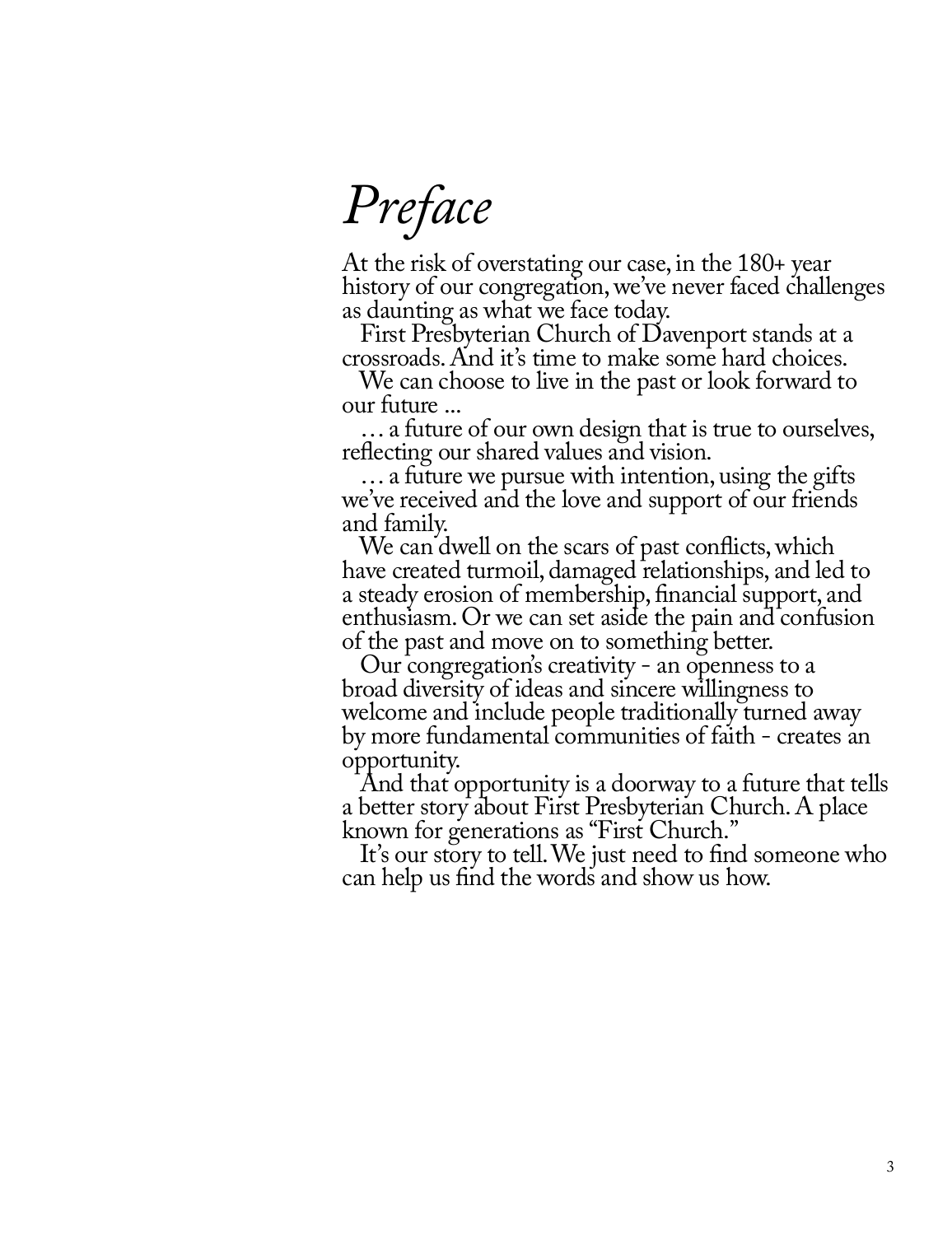# *Preface*

At the risk of overstating our case, in the 180+ year history of our congregation, we've never faced challenges as daunting as what we face today.

First Presbyterian Church of Davenport stands at a crossroads. And it's time to make some hard choices.

We can choose to live in the past or look forward to our future ...

… a future of our own design that is true to ourselves, reflecting our shared values and vision.

… a future we pursue with intention, using the gifts we've received and the love and support of our friends and family.

We can dwell on the scars of past conflicts, which have created turmoil, damaged relationships, and led to a steady erosion of membership, financial support, and enthusiasm. Or we can set aside the pain and confusion of the past and move on to something better.

Our congregation's creativity - an openness to a broad diversity of ideas and sincere willingness to welcome and include people traditionally turned away by more fundamental communities of faith - creates an opportunity.

And that opportunity is a doorway to a future that tells a better story about First Presbyterian Church. A place known for generations as "First Church."

It's our story to tell. We just need to find someone who can help us find the words and show us how.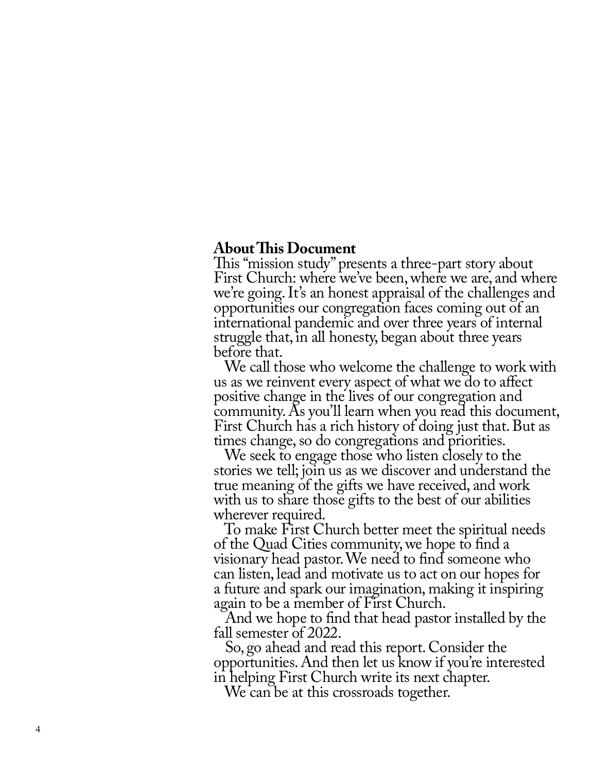## About This Document

This "mission study" presents a three-part story about First Church: where we've been, where we are, and where we're going. It's an honest appraisal of the challenges and opportunities our congregation faces coming out of an international pandemic and over three years of internal struggle that, in all honesty, began about three years before that.

We call those who welcome the challenge to work with us as we reinvent every aspect of what we do to affect positive change in the lives of our congregation and community. As you'll learn when you read this document, First Church has a rich history of doing just that. But as times change, so do congregations and priorities.

We seek to engage those who listen closely to the stories we tell; join us as we discover and understand the true meaning of the gifts we have received, and work with us to share those gifts to the best of our abilities wherever required.

To make First Church better meet the spiritual needs of the Quad Cities community, we hope to find a visionary head pastor. We need to find someone who can listen, lead and motivate us to act on our hopes for a future and spark our imagination, making it inspiring again to be a member of First Church.

And we hope to find that head pastor installed by the fall semester of 2022.

So, go ahead and read this report. Consider the opportunities. And then let us know if you're interested in helping First Church write its next chapter.

We can be at this crossroads together.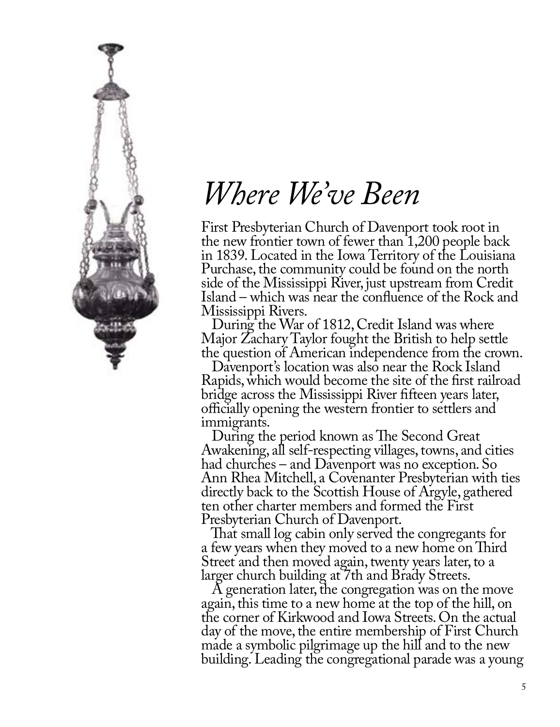# *Where We've Been*

First Presbyterian Church of Davenport took root in the new frontier town of fewer than 1,200 people back in 1839. Located in the Iowa Territory of the Louisiana Purchase, the community could be found on the north side of the Mississippi River, just upstream from Credit Island – which was near the confluence of the Rock and Mississippi Rivers.

During the War of 1812, Credit Island was where Major Zachary Taylor fought the British to help settle the question of American independence from the crown.

Davenport's location was also near the Rock Island Rapids, which would become the site of the first railroad bridge across the Mississippi River fifteen years later, officially opening the western frontier to settlers and immigrants.

During the period known as The Second Great Awakening, all self-respecting villages, towns, and cities had churches – and Davenport was no exception. So Ann Rhea Mitchell, a Covenanter Presbyterian with ties directly back to the Scottish House of Argyle, gathered ten other charter members and formed the First Presbyterian Church of Davenport.

That small log cabin only served the congregants for a few years when they moved to a new home on Third Street and then moved again, twenty years later, to a larger church building at 7th and Brady Streets.

A generation later, the congregation was on the move again, this time to a new home at the top of the hill, on the corner of Kirkwood and Iowa Streets. On the actual day of the move, the entire membership of First Church made a symbolic pilgrimage up the hill and to the new building. Leading the congregational parade was a young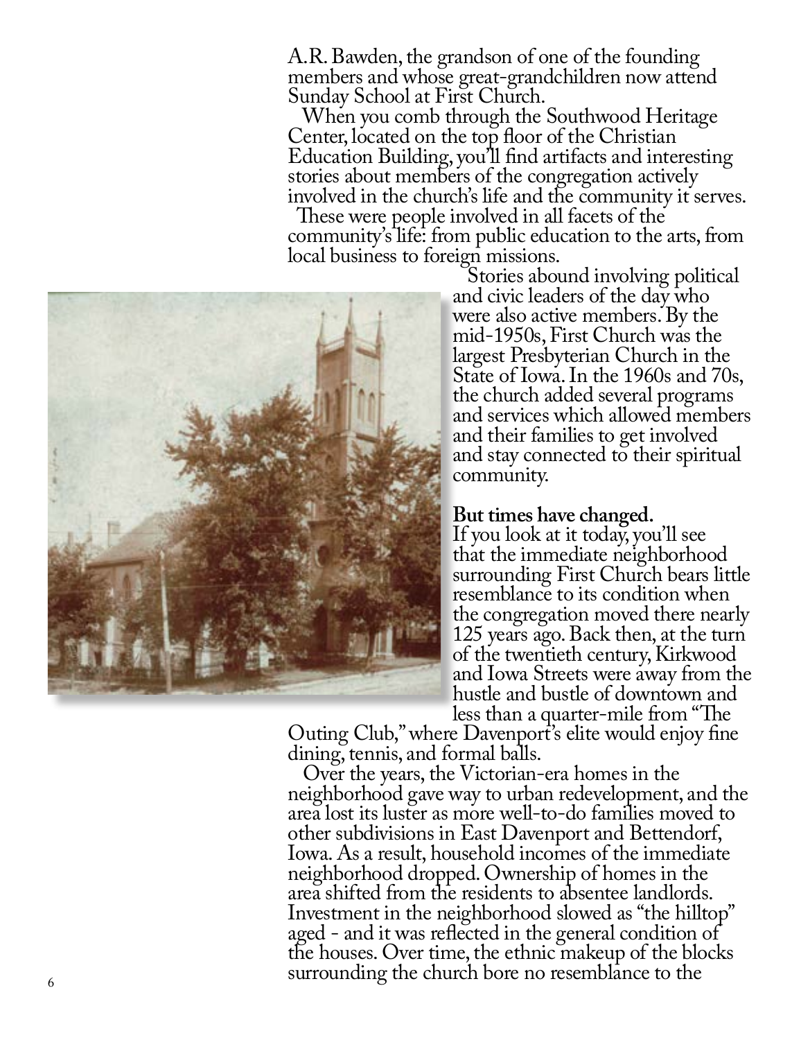A.R. Bawden, the grandson of one of the founding members and whose great-grandchildren now attend Sunday School at First Church.

When you comb through the Southwood Heritage Center, located on the top floor of the Christian Education Building, you'll find artifacts and interesting stories about members of the congregation actively involved in the church's life and the community it serves.

These were people involved in all facets of the community's life: from public education to the arts, from local business to foreign missions.

Stories abound involving political and civic leaders of the day who were also active members. By the mid-1950s, First Church was the largest Presbyterian Church in the State of Iowa. In the 1960s and 70s, the church added several programs and services which allowed members and their families to get involved and stay connected to their spiritual community.

**But times have changed.**

If you look at it today, you'll see that the immediate neighborhood surrounding First Church bears little resemblance to its condition when the congregation moved there nearly 125 years ago. Back then, at the turn of the twentieth century, Kirkwood and Iowa Streets were away from the hustle and bustle of downtown and less than a quarter-mile from "The Outing Club," where Davenport's elite would enjoy fine dining, tennis, and formal balls.

Over the years, the Victorian-era homes in the neighborhood gave way to urban redevelopment, and the area lost its luster as more well-to-do families moved to other subdivisions in East Davenport and Bettendorf, Iowa. As a result, household incomes of the immediate neighborhood dropped. Ownership of homes in the area shifted from the residents to absentee landlords. Investment in the neighborhood slowed as "the hilltop" aged - and it was reflected in the general condition of the houses. Over time, the ethnic makeup of the blocks surrounding the church bore no resemblance to the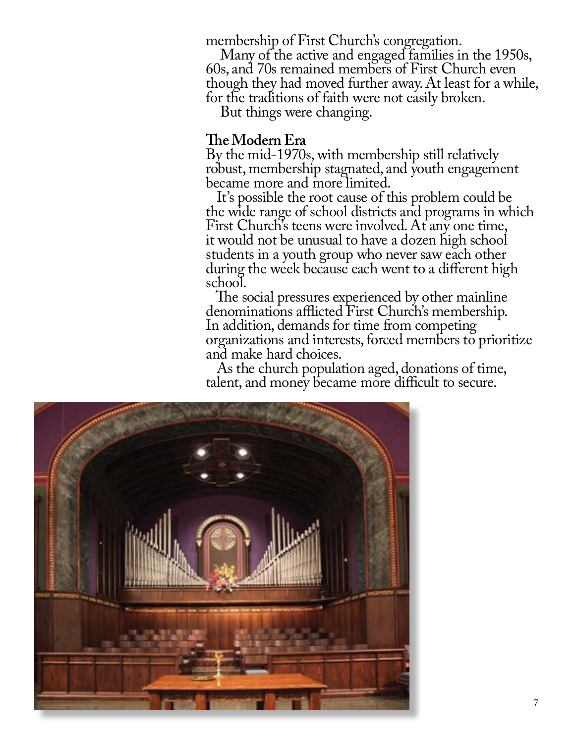membership of First Church's congregation.

Many of the active and engaged families in the 1950s, 60s, and 70s remained members of First Church even though they had moved further away. At least for a while, for the traditions of faith were not easily broken.

But things were changing.

## The Modern Era

By the mid-1970s, with membership still relatively robust, membership stagnated, and youth engagement became more and more limited.

It's possible the root cause of this problem could be the wide range of school districts and programs in which First Church's teens were involved. At any one time, it would not be unusual to have a dozen high school students in a youth group who never saw each other during the week because each went to a different high school.

The social pressures experienced by other mainline denominations afflicted First Church's membership. In addition, demands for time from competing organizations and interests, forced members to prioritize and make hard choices.

As the church population aged, donations of time, talent, and money became more difficult to secure.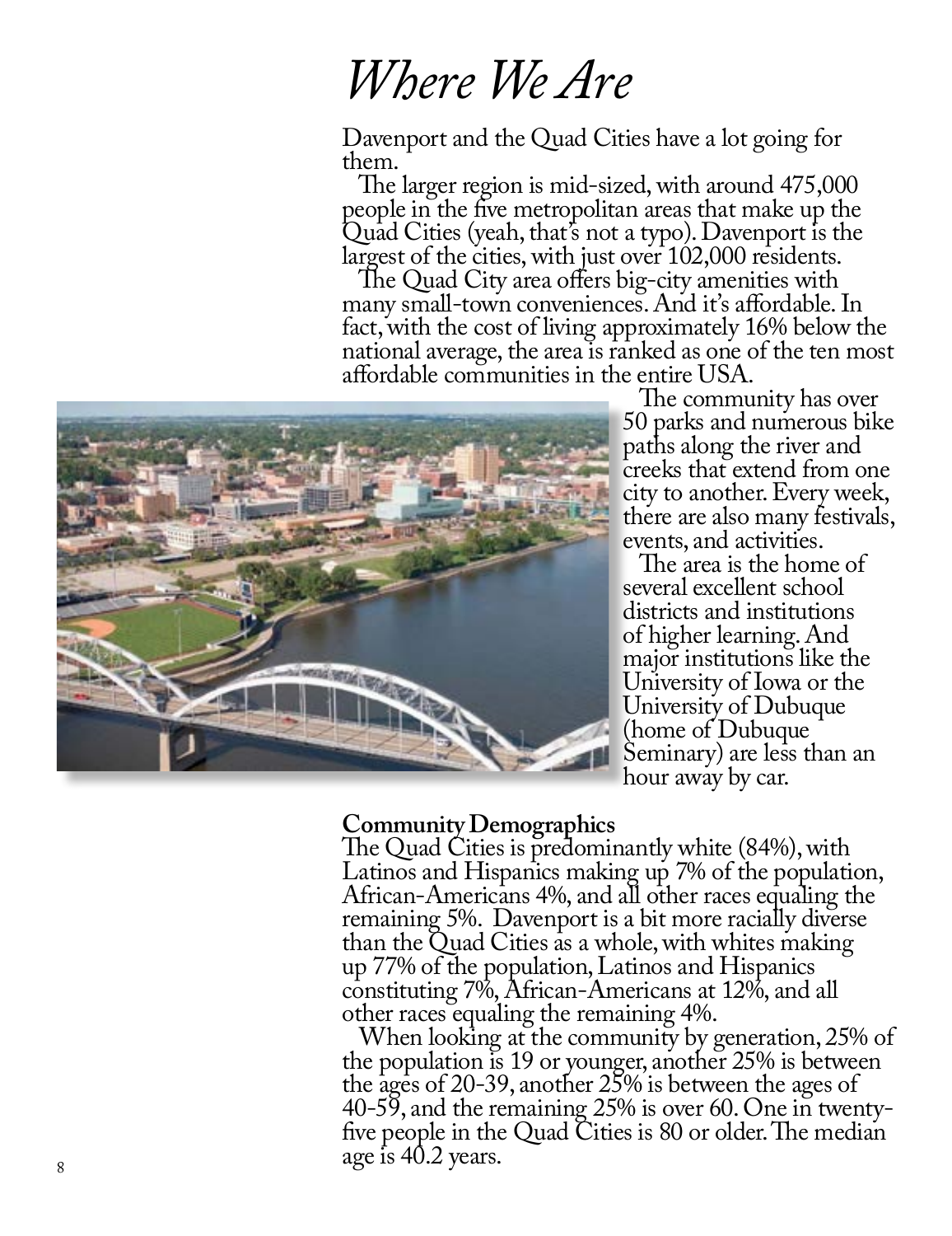# *Where We Are*

Davenport and the Quad Cities have a lot going for them.

The larger region is mid-sized, with around 475,000 people in the five metropolitan areas that make up the Quad Cities (yeah, that's not a typo). Davenport is the largest of the cities, with just over 102,000 residents.

The Quad City area offers big-city amenities with many small-town conveniences. And it's affordable. In fact, with the cost of living approximately 16% below the national average, the area is ranked as one of the ten most affordable communities in the entire USA.

The community has over 50 parks and numerous bike paths along the river and creeks that extend from one city to another. Every week, there are also many festivals, events, and activities.

The area is the home of several excellent school districts and institutions of higher learning. And major institutions like the University of Iowa or the University of Dubuque (home of Dubuque Seminary) are less than an hour away by car.

**Community Demographics**

The Quad Cities is predominantly white (84%), with Latinos and Hispanics making up 7% of the population, African-Americans 4%, and all other races equaling the remaining 5%. Davenport is a bit more racially diverse than the Quad Cities as a whole, with whites making up 77% of the population, Latinos and Hispanics constituting 7%, African-Americans at 12%, and all other races equaling the remaining 4%.

When looking at the community by generation, 25% of the population is 19 or younger, another 25% is between the ages of 20-39, another 25% is between the ages of 40-59, and the remaining 25% is over 60. One in twenty-five people in the Quad Cities is 80 or older. The median age is 40.2 years.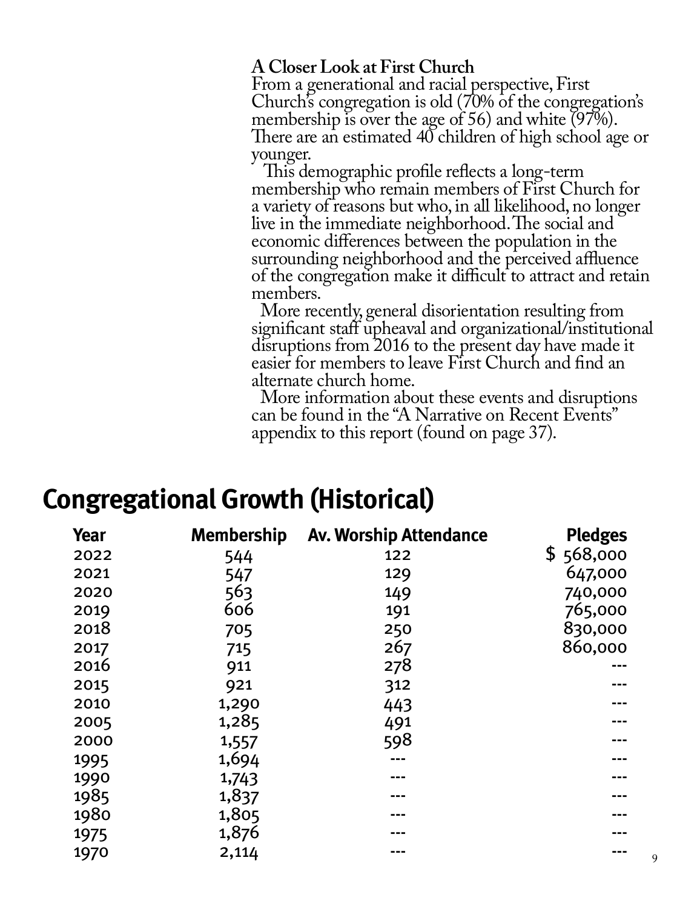**A Closer Look at First Church**

From a generational and racial perspective, First Church's congregation is old (70% of the congregation's membership is over the age of 56) and white (97%). There are an estimated 40 children of high school age or younger.

This demographic profile reflects a long-term membership who remain members of First Church for a variety of reasons but who, in all likelihood, no longer live in the immediate neighborhood. The social and economic differences between the population in the surrounding neighborhood and the perceived affluence of the congregation make it difficult to attract and retain members.

More recently, general disorientation resulting from significant staff upheaval and organizational/institutional disruptions from 2016 to the present day have made it easier for members to leave First Church and find an alternate church home.

More information about these events and disruptions can be found in the "A Narrative on Recent Events" appendix to this report (found on page 37).

## Congregational Growth (Historical)

| Year | Membership | Av. Worship Attendance | Pledges |
|---|---|---|---|
| 2022 | 544 | 122 | $ 568,000 |
| 2021 | 547 | 129 | 647,000 |
| 2020 | 563 | 149 | 740,000 |
| 2019 | 606 | 191 | 765,000 |
| 2018 | 705 | 250 | 830,000 |
| 2017 | 715 | 267 | 860,000 |
| 2016 | 911 | 278 | --- |
| 2015 | 921 | 312 | --- |
| 2010 | 1,290 | 443 | --- |
| 2005 | 1,285 | 491 | --- |
| 2000 | 1,557 | 598 | --- |
| 1995 | 1,694 | --- | --- |
| 1990 | 1,743 | --- | --- |
| 1985 | 1,837 | --- | --- |
| 1980 | 1,805 | --- | --- |
| 1975 | 1,876 | --- | --- |
| 1970 | 2,114 | --- | --- |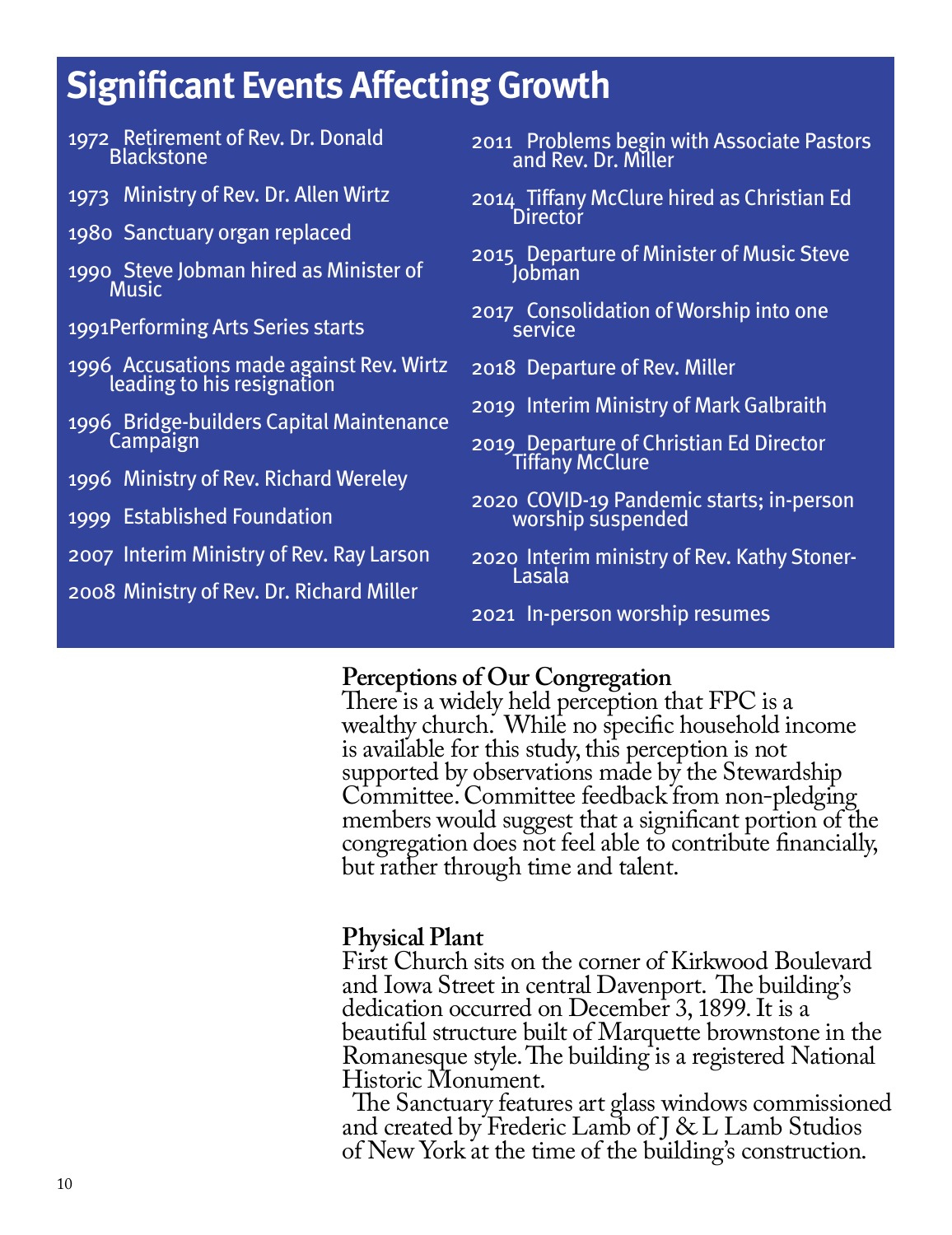## Significant Events Affecting Growth

- 1972 Retirement of Rev. Dr. Donald Blackstone
- 1973 Ministry of Rev. Dr. Allen Wirtz
- 1980 Sanctuary organ replaced
- 1990 Steve Jobman hired as Minister of Music
- 1991 Performing Arts Series starts
- 1996 Accusations made against Rev. Wirtz leading to his resignation
- 1996 Bridge-builders Capital Maintenance Campaign
- 1996 Ministry of Rev. Richard Wereley
- 1999 Established Foundation
- 2007 Interim Ministry of Rev. Ray Larson
- 2008 Ministry of Rev. Dr. Richard Miller
- 2011 Problems begin with Associate Pastors and Rev. Dr. Miller
- 2014 Tiffany McClure hired as Christian Ed Director
- 2015 Departure of Minister of Music Steve Jobman
- 2017 Consolidation of Worship into one service
- 2018 Departure of Rev. Miller
- 2019 Interim Ministry of Mark Galbraith
- 2019 Departure of Christian Ed Director Tiffany McClure
- 2020 COVID-19 Pandemic starts; in-person worship suspended
- 2020 Interim ministry of Rev. Kathy Stoner-Lasala
- 2021 In-person worship resumes

### Perceptions of Our Congregation

There is a widely held perception that FPC is a wealthy church. While no specific household income is available for this study, this perception is not supported by observations made by the Stewardship Committee. Committee feedback from non-pledging members would suggest that a significant portion of the congregation does not feel able to contribute financially, but rather through time and talent.

### Physical Plant

First Church sits on the corner of Kirkwood Boulevard and Iowa Street in central Davenport. The building's dedication occurred on December 3, 1899. It is a beautiful structure built of Marquette brownstone in the Romanesque style. The building is a registered National Historic Monument.

The Sanctuary features art glass windows commissioned and created by Frederic Lamb of J & L Lamb Studios of New York at the time of the building's construction.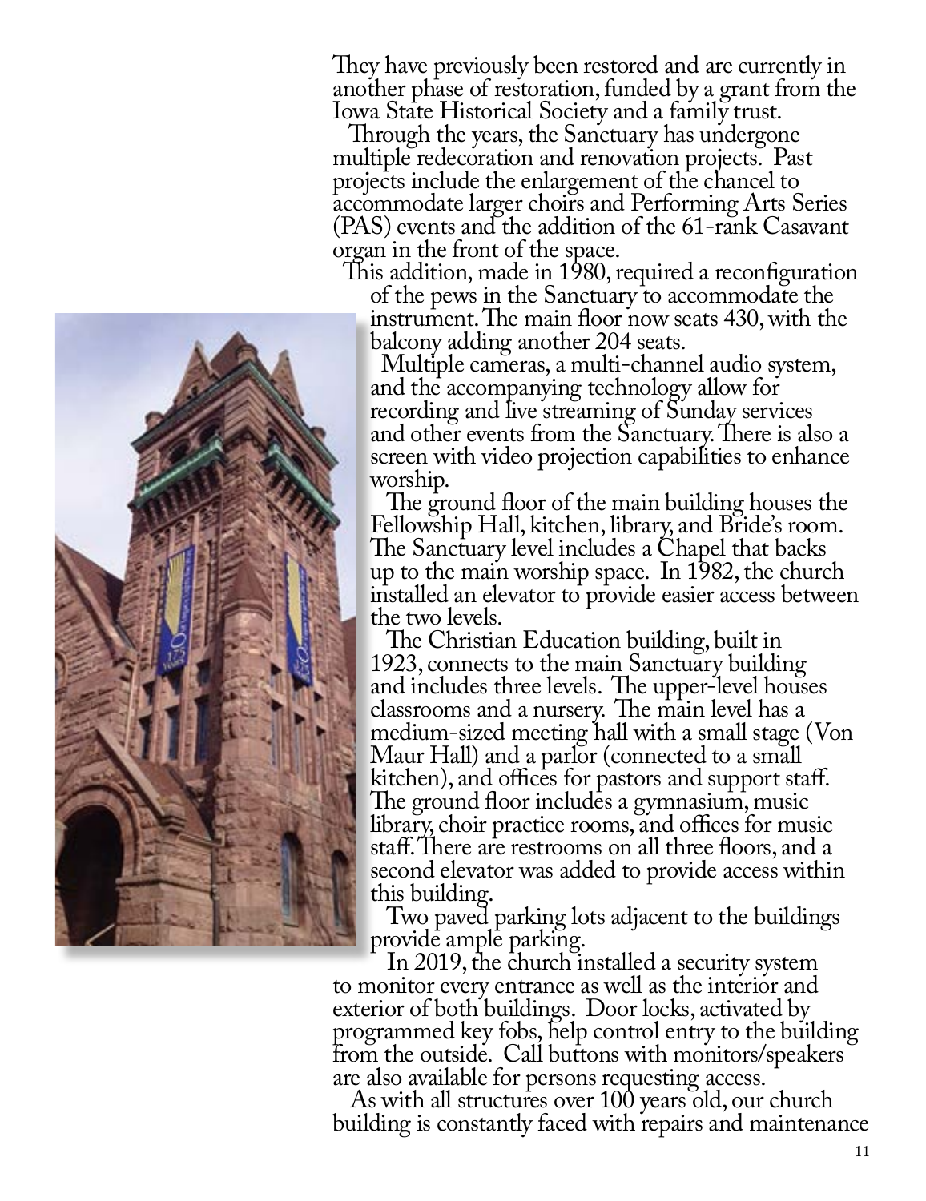They have previously been restored and are currently in another phase of restoration, funded by a grant from the Iowa State Historical Society and a family trust.

Through the years, the Sanctuary has undergone multiple redecoration and renovation projects. Past projects include the enlargement of the chancel to accommodate larger choirs and Performing Arts Series (PAS) events and the addition of the 61-rank Casavant organ in the front of the space.

This addition, made in 1980, required a reconfiguration of the pews in the Sanctuary to accommodate the instrument. The main floor now seats 430, with the balcony adding another 204 seats.

Multiple cameras, a multi-channel audio system, and the accompanying technology allow for recording and live streaming of Sunday services and other events from the Sanctuary. There is also a screen with video projection capabilities to enhance worship.

The ground floor of the main building houses the Fellowship Hall, kitchen, library, and Bride's room. The Sanctuary level includes a Chapel that backs up to the main worship space. In 1982, the church installed an elevator to provide easier access between the two levels.

The Christian Education building, built in 1923, connects to the main Sanctuary building and includes three levels. The upper-level houses classrooms and a nursery. The main level has a medium-sized meeting hall with a small stage (Von Maur Hall) and a parlor (connected to a small kitchen), and offices for pastors and support staff. The ground floor includes a gymnasium, music library, choir practice rooms, and offices for music staff. There are restrooms on all three floors, and a second elevator was added to provide access within this building.

Two paved parking lots adjacent to the buildings provide ample parking.

In 2019, the church installed a security system to monitor every entrance as well as the interior and exterior of both buildings. Door locks, activated by programmed key fobs, help control entry to the building from the outside. Call buttons with monitors/speakers are also available for persons requesting access.

As with all structures over 100 years old, our church building is constantly faced with repairs and maintenance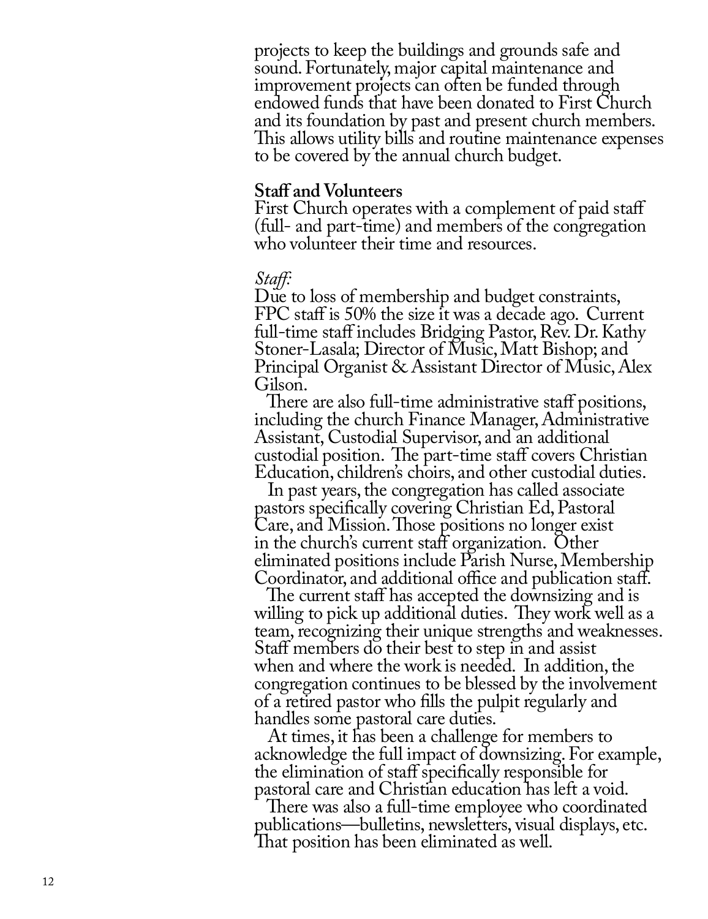projects to keep the buildings and grounds safe and sound. Fortunately, major capital maintenance and improvement projects can often be funded through endowed funds that have been donated to First Church and its foundation by past and present church members. This allows utility bills and routine maintenance expenses to be covered by the annual church budget.

**Staff and Volunteers**

First Church operates with a complement of paid staff (full- and part-time) and members of the congregation who volunteer their time and resources.

*Staff:*

Due to loss of membership and budget constraints, FPC staff is 50% the size it was a decade ago. Current full-time staff includes Bridging Pastor, Rev. Dr. Kathy Stoner-Lasala; Director of Music, Matt Bishop; and Principal Organist & Assistant Director of Music, Alex Gilson.

There are also full-time administrative staff positions, including the church Finance Manager, Administrative Assistant, Custodial Supervisor, and an additional custodial position. The part-time staff covers Christian Education, children's choirs, and other custodial duties.

In past years, the congregation has called associate pastors specifically covering Christian Ed, Pastoral Care, and Mission. Those positions no longer exist in the church's current staff organization. Other eliminated positions include Parish Nurse, Membership Coordinator, and additional office and publication staff.

The current staff has accepted the downsizing and is willing to pick up additional duties. They work well as a team, recognizing their unique strengths and weaknesses. Staff members do their best to step in and assist when and where the work is needed. In addition, the congregation continues to be blessed by the involvement of a retired pastor who fills the pulpit regularly and handles some pastoral care duties.

At times, it has been a challenge for members to acknowledge the full impact of downsizing. For example, the elimination of staff specifically responsible for pastoral care and Christian education has left a void.

There was also a full-time employee who coordinated publications—bulletins, newsletters, visual displays, etc. That position has been eliminated as well.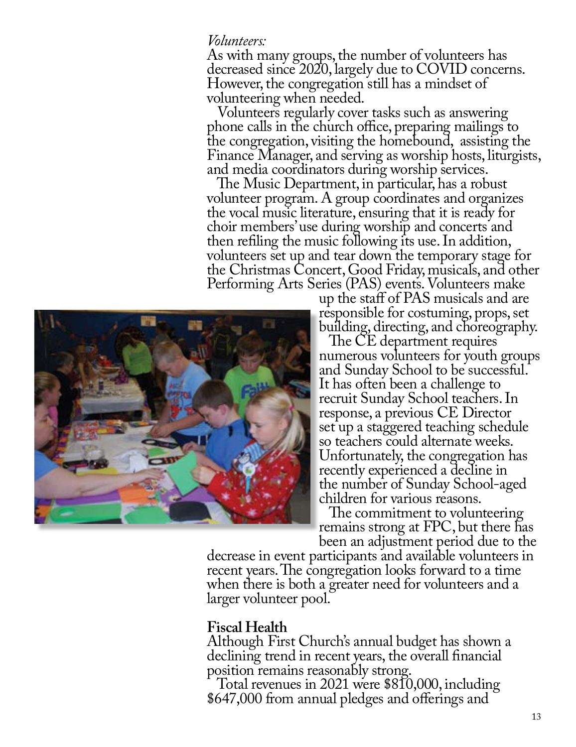*Volunteers:*

As with many groups, the number of volunteers has decreased since 2020, largely due to COVID concerns. However, the congregation still has a mindset of volunteering when needed.

Volunteers regularly cover tasks such as answering phone calls in the church office, preparing mailings to the congregation, visiting the homebound, assisting the Finance Manager, and serving as worship hosts, liturgists, and media coordinators during worship services.

The Music Department, in particular, has a robust volunteer program. A group coordinates and organizes the vocal music literature, ensuring that it is ready for choir members' use during worship and concerts and then refiling the music following its use. In addition, volunteers set up and tear down the temporary stage for the Christmas Concert, Good Friday, musicals, and other Performing Arts Series (PAS) events. Volunteers make up the staff of PAS musicals and are responsible for costuming, props, set building, directing, and choreography.

The CE department requires numerous volunteers for youth groups and Sunday School to be successful. It has often been a challenge to recruit Sunday School teachers. In response, a previous CE Director set up a staggered teaching schedule so teachers could alternate weeks. Unfortunately, the congregation has recently experienced a decline in the number of Sunday School-aged children for various reasons.

The commitment to volunteering remains strong at FPC, but there has been an adjustment period due to the decrease in event participants and available volunteers in recent years. The congregation looks forward to a time when there is both a greater need for volunteers and a larger volunteer pool.

## Fiscal Health

Although First Church's annual budget has shown a declining trend in recent years, the overall financial position remains reasonably strong.

Total revenues in 2021 were $810,000, including $647,000 from annual pledges and offerings and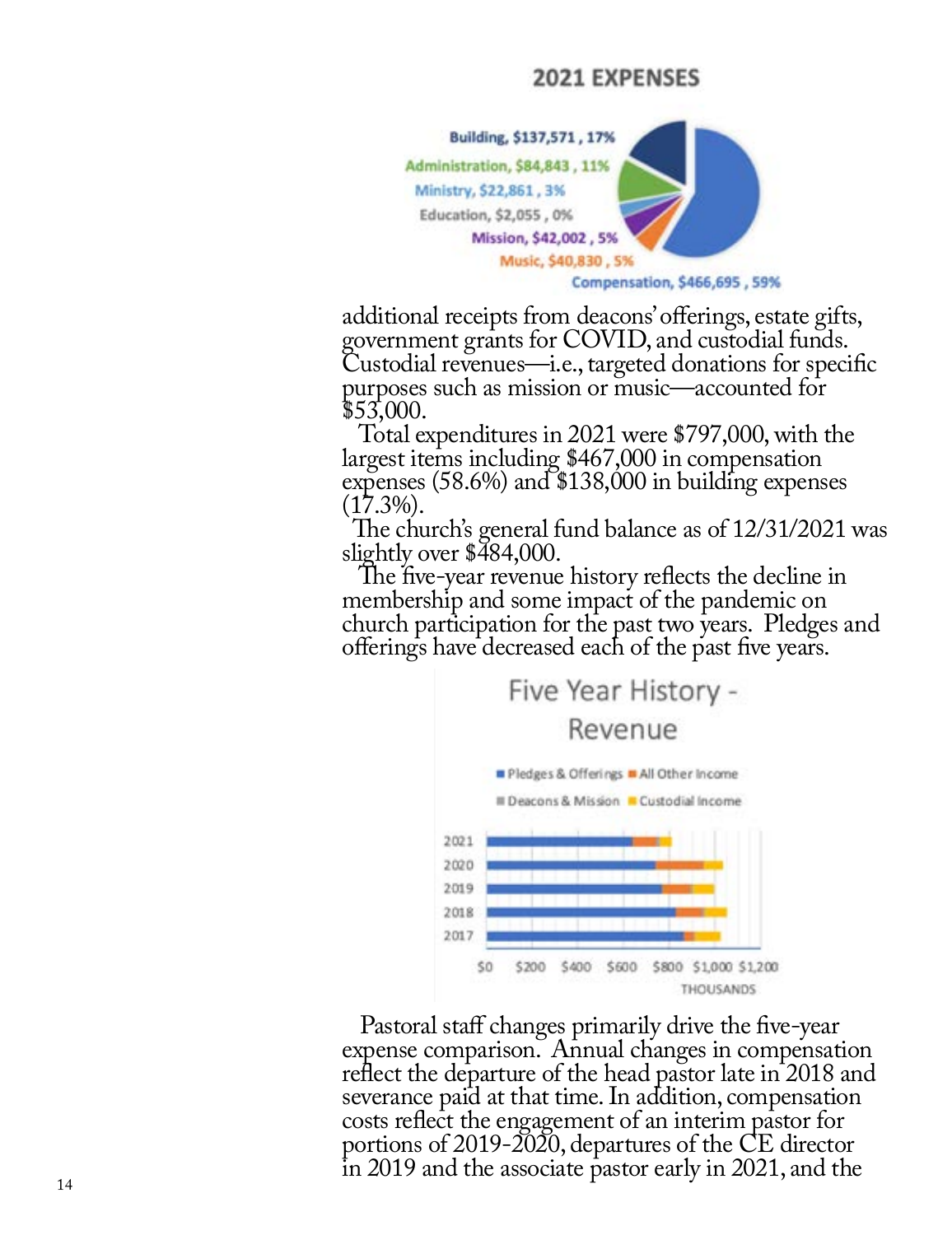**2021 EXPENSES**

Building, $137,571 , 17%
Administration, $84,843 , 11%
Ministry, $22,861 , 3%
Education, $2,055 , 0%
Mission, $42,002 , 5%
Music, $40,830 , 5%
Compensation, $466,695 , 59%

additional receipts from deacons' offerings, estate gifts, government grants for COVID, and custodial funds. Custodial revenues—i.e., targeted donations for specific purposes such as mission or music—accounted for $53,000.

Total expenditures in 2021 were $797,000, with the largest items including $467,000 in compensation expenses (58.6%) and $138,000 in building expenses (17.3%).

The church's general fund balance as of 12/31/2021 was slightly over $484,000.

The five-year revenue history reflects the decline in membership and some impact of the pandemic on church participation for the past two years. Pledges and offerings have decreased each of the past five years.

**Five Year History - Revenue**

Pledges & Offerings | All Other Income | Deacons & Mission | Custodial Income

2021, 2020, 2019, 2018, 2017

$0 $200 $400 $600 $800 $1,000 $1,200
THOUSANDS

Pastoral staff changes primarily drive the five-year expense comparison. Annual changes in compensation reflect the departure of the head pastor late in 2018 and severance paid at that time. In addition, compensation costs reflect the engagement of an interim pastor for portions of 2019-2020, departures of the CE director in 2019 and the associate pastor early in 2021, and the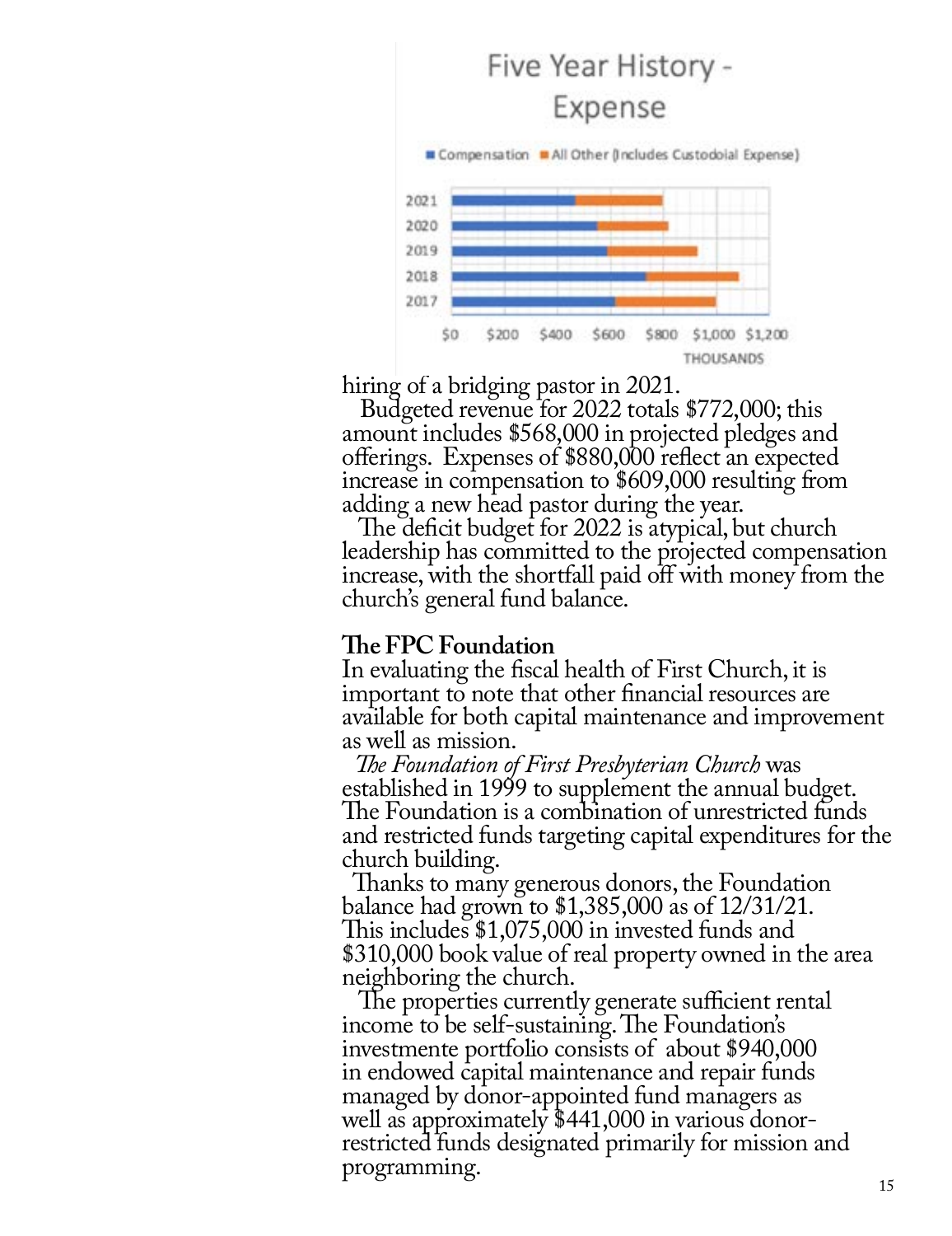Five Year History - Expense

Compensation | All Other (Includes Custodoial Expense)

2021, 2020, 2019, 2018, 2017

$0 $200 $400 $600 $800 $1,000 $1,200

THOUSANDS

hiring of a bridging pastor in 2021.

Budgeted revenue for 2022 totals $772,000; this amount includes $568,000 in projected pledges and offerings. Expenses of $880,000 reflect an expected increase in compensation to $609,000 resulting from adding a new head pastor during the year.

The deficit budget for 2022 is atypical, but church leadership has committed to the projected compensation increase, with the shortfall paid off with money from the church's general fund balance.

## The FPC Foundation

In evaluating the fiscal health of First Church, it is important to note that other financial resources are available for both capital maintenance and improvement as well as mission.

*The Foundation of First Presbyterian Church* was established in 1999 to supplement the annual budget. The Foundation is a combination of unrestricted funds and restricted funds targeting capital expenditures for the church building.

Thanks to many generous donors, the Foundation balance had grown to $1,385,000 as of 12/31/21. This includes $1,075,000 in invested funds and $310,000 book value of real property owned in the area neighboring the church.

The properties currently generate sufficient rental income to be self-sustaining. The Foundation's investmente portfolio consists of about $940,000 in endowed capital maintenance and repair funds managed by donor-appointed fund managers as well as approximately $441,000 in various donor-restricted funds designated primarily for mission and programming.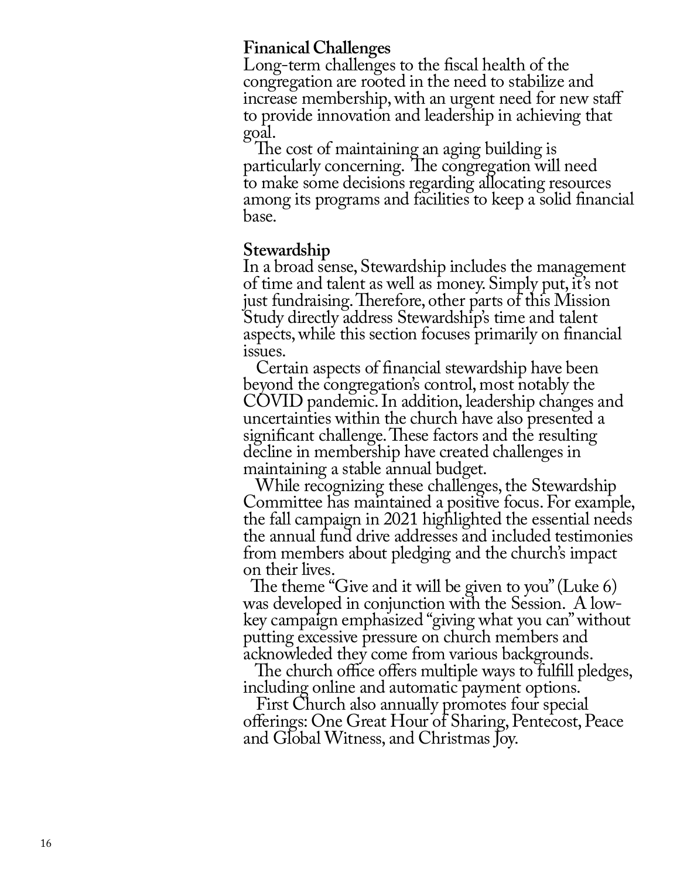**Finanical Challenges**

Long-term challenges to the fiscal health of the congregation are rooted in the need to stabilize and increase membership, with an urgent need for new staff to provide innovation and leadership in achieving that goal.

The cost of maintaining an aging building is particularly concerning. The congregation will need to make some decisions regarding allocating resources among its programs and facilities to keep a solid financial base.

**Stewardship**

In a broad sense, Stewardship includes the management of time and talent as well as money. Simply put, it's not just fundraising. Therefore, other parts of this Mission Study directly address Stewardship's time and talent aspects, while this section focuses primarily on financial issues.

Certain aspects of financial stewardship have been beyond the congregation's control, most notably the COVID pandemic. In addition, leadership changes and uncertainties within the church have also presented a significant challenge. These factors and the resulting decline in membership have created challenges in maintaining a stable annual budget.

While recognizing these challenges, the Stewardship Committee has maintained a positive focus. For example, the fall campaign in 2021 highlighted the essential needs the annual fund drive addresses and included testimonies from members about pledging and the church's impact on their lives.

The theme "Give and it will be given to you" (Luke 6) was developed in conjunction with the Session. A low-key campaign emphasized "giving what you can" without putting excessive pressure on church members and acknowleded they come from various backgrounds.

The church office offers multiple ways to fulfill pledges, including online and automatic payment options.

First Church also annually promotes four special offerings: One Great Hour of Sharing, Pentecost, Peace and Global Witness, and Christmas Joy.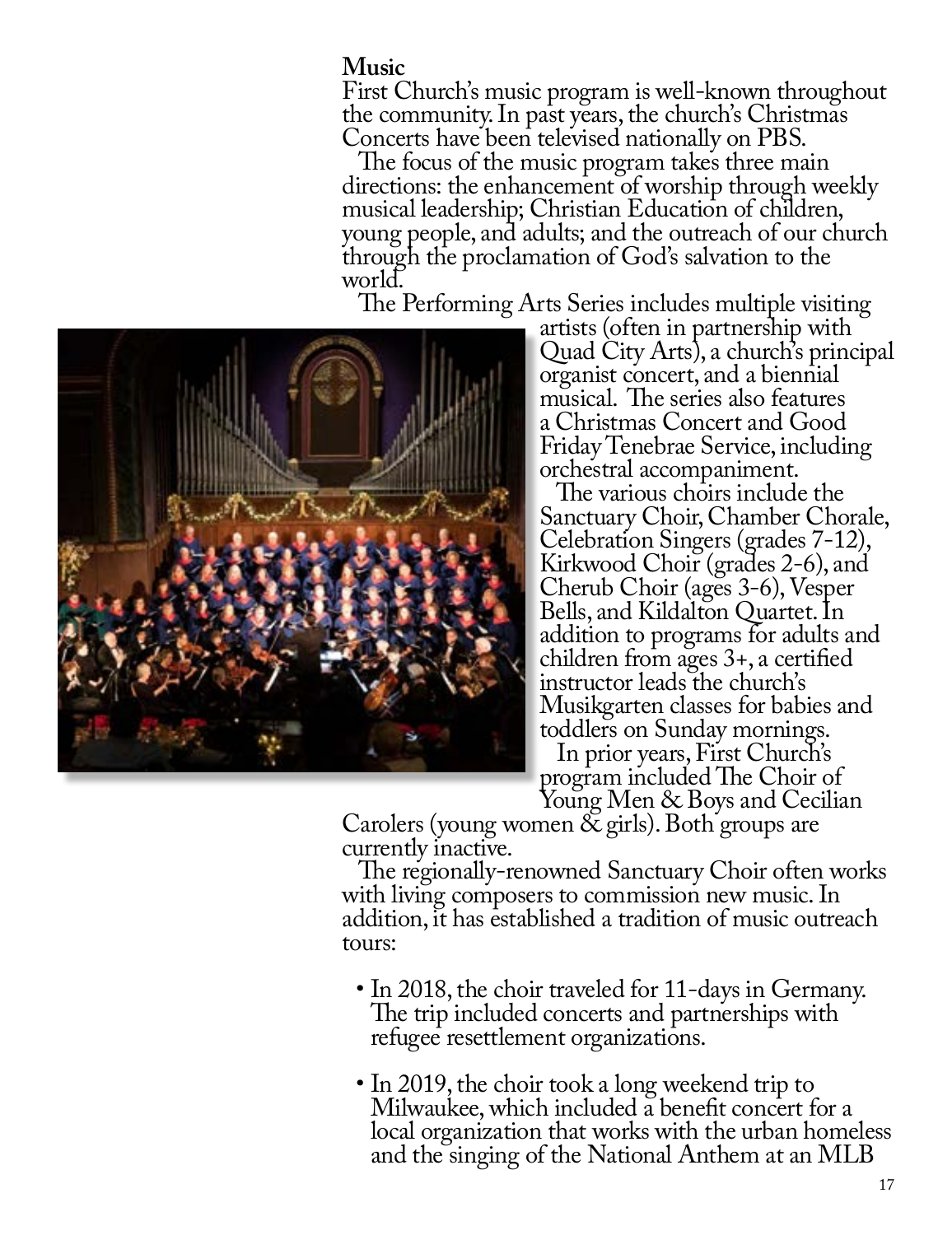**Music**

First Church's music program is well-known throughout the community. In past years, the church's Christmas Concerts have been televised nationally on PBS.

The focus of the music program takes three main directions: the enhancement of worship through weekly musical leadership; Christian Education of children, young people, and adults; and the outreach of our church through the proclamation of God's salvation to the world.

The Performing Arts Series includes multiple visiting artists (often in partnership with Quad City Arts), a church's principal organist concert, and a biennial musical. The series also features a Christmas Concert and Good Friday Tenebrae Service, including orchestral accompaniment.

The various choirs include the Sanctuary Choir, Chamber Chorale, Celebration Singers (grades 7-12), Kirkwood Choir (grades 2-6), and Cherub Choir (ages 3-6), Vesper Bells, and Kildalton Quartet. In addition to programs for adults and children from ages 3+, a certified instructor leads the church's Musikgarten classes for babies and toddlers on Sunday mornings.

In prior years, First Church's program included The Choir of Young Men & Boys and Cecilian Carolers (young women & girls). Both groups are currently inactive.

The regionally-renowned Sanctuary Choir often works with living composers to commission new music. In addition, it has established a tradition of music outreach tours:

- In 2018, the choir traveled for 11-days in Germany. The trip included concerts and partnerships with refugee resettlement organizations.

- In 2019, the choir took a long weekend trip to Milwaukee, which included a benefit concert for a local organization that works with the urban homeless and the singing of the National Anthem at an MLB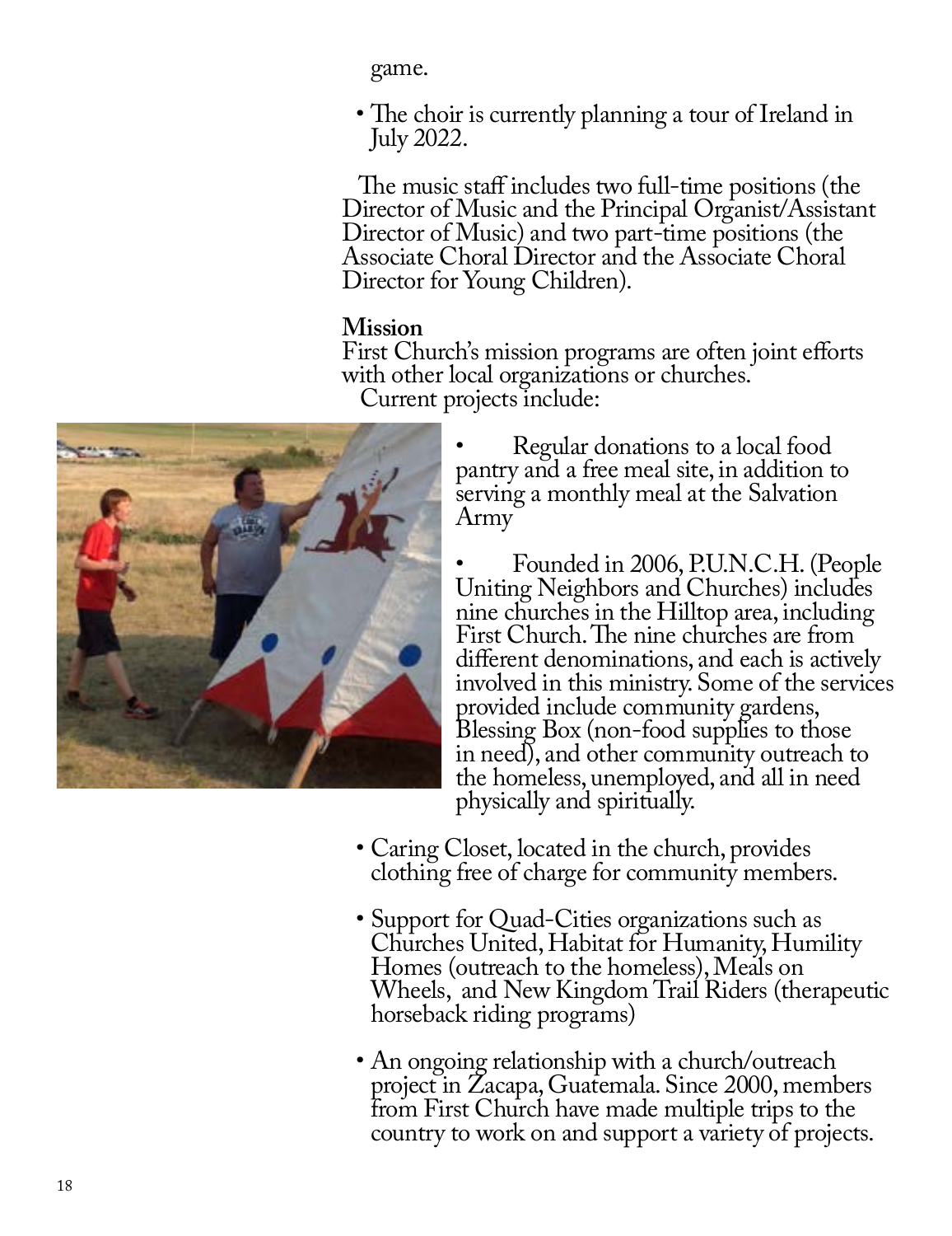game.

- The choir is currently planning a tour of Ireland in July 2022.

The music staff includes two full-time positions (the Director of Music and the Principal Organist/Assistant Director of Music) and two part-time positions (the Associate Choral Director and the Associate Choral Director for Young Children).

**Mission**

First Church's mission programs are often joint efforts with other local organizations or churches. Current projects include:

- Regular donations to a local food pantry and a free meal site, in addition to serving a monthly meal at the Salvation Army

- Founded in 2006, P.U.N.C.H. (People Uniting Neighbors and Churches) includes nine churches in the Hilltop area, including First Church. The nine churches are from different denominations, and each is actively involved in this ministry. Some of the services provided include community gardens, Blessing Box (non-food supplies to those in need), and other community outreach to the homeless, unemployed, and all in need physically and spiritually.

- Caring Closet, located in the church, provides clothing free of charge for community members.

- Support for Quad-Cities organizations such as Churches United, Habitat for Humanity, Humility Homes (outreach to the homeless), Meals on Wheels, and New Kingdom Trail Riders (therapeutic horseback riding programs)

- An ongoing relationship with a church/outreach project in Zacapa, Guatemala. Since 2000, members from First Church have made multiple trips to the country to work on and support a variety of projects.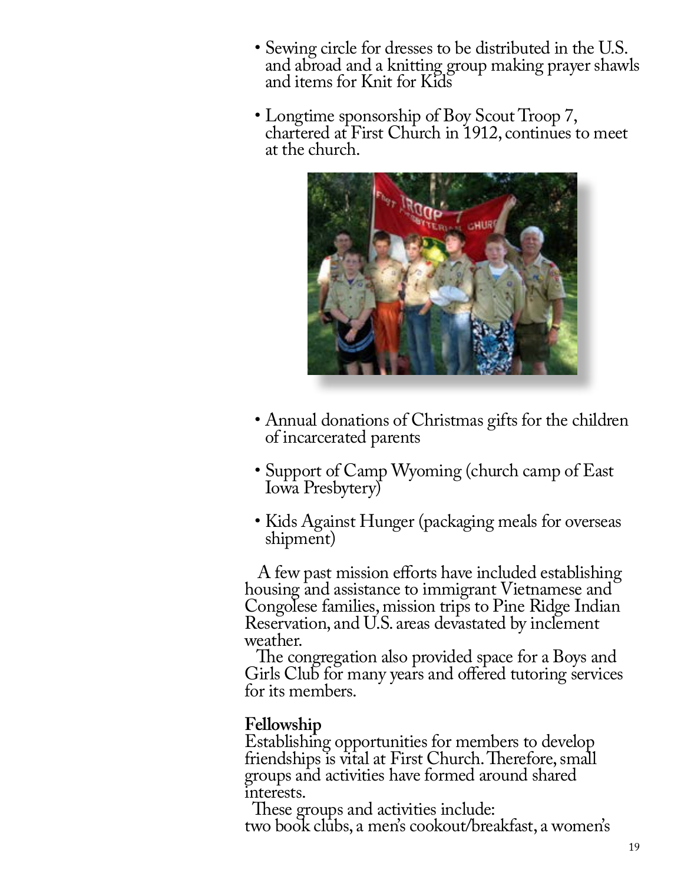- Sewing circle for dresses to be distributed in the U.S. and abroad and a knitting group making prayer shawls and items for Knit for Kids
- Longtime sponsorship of Boy Scout Troop 7, chartered at First Church in 1912, continues to meet at the church.

- Annual donations of Christmas gifts for the children of incarcerated parents
- Support of Camp Wyoming (church camp of East Iowa Presbytery)
- Kids Against Hunger (packaging meals for overseas shipment)

A few past mission efforts have included establishing housing and assistance to immigrant Vietnamese and Congolese families, mission trips to Pine Ridge Indian Reservation, and U.S. areas devastated by inclement weather.

The congregation also provided space for a Boys and Girls Club for many years and offered tutoring services for its members.

**Fellowship**

Establishing opportunities for members to develop friendships is vital at First Church. Therefore, small groups and activities have formed around shared interests.

These groups and activities include: two book clubs, a men's cookout/breakfast, a women's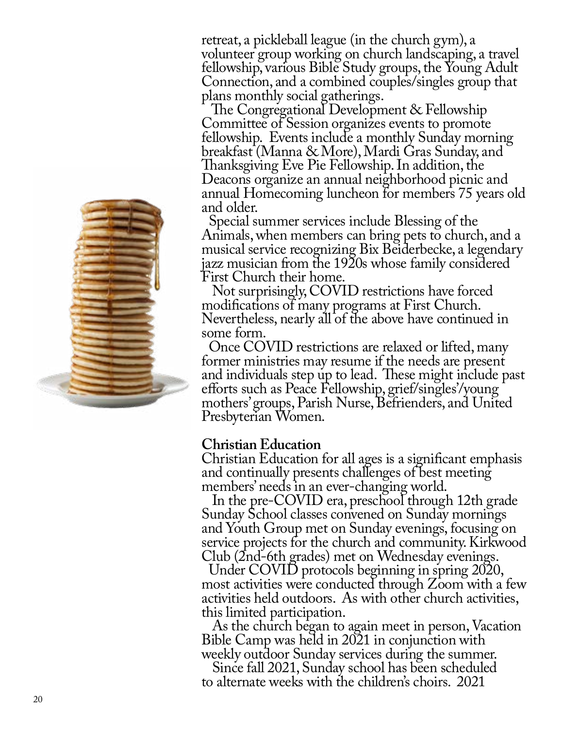retreat, a pickleball league (in the church gym), a volunteer group working on church landscaping, a travel fellowship, various Bible Study groups, the Young Adult Connection, and a combined couples/singles group that plans monthly social gatherings.

The Congregational Development & Fellowship Committee of Session organizes events to promote fellowship. Events include a monthly Sunday morning breakfast (Manna & More), Mardi Gras Sunday, and Thanksgiving Eve Pie Fellowship. In addition, the Deacons organize an annual neighborhood picnic and annual Homecoming luncheon for members 75 years old and older.

Special summer services include Blessing of the Animals, when members can bring pets to church, and a musical service recognizing Bix Beiderbecke, a legendary jazz musician from the 1920s whose family considered First Church their home.

Not surprisingly, COVID restrictions have forced modifications of many programs at First Church. Nevertheless, nearly all of the above have continued in some form.

Once COVID restrictions are relaxed or lifted, many former ministries may resume if the needs are present and individuals step up to lead. These might include past efforts such as Peace Fellowship, grief/singles'/young mothers' groups, Parish Nurse, Befrienders, and United Presbyterian Women.

**Christian Education**

Christian Education for all ages is a significant emphasis and continually presents challenges of best meeting members' needs in an ever-changing world.

In the pre-COVID era, preschool through 12th grade Sunday School classes convened on Sunday mornings and Youth Group met on Sunday evenings, focusing on service projects for the church and community. Kirkwood Club (2nd-6th grades) met on Wednesday evenings.

Under COVID protocols beginning in spring 2020, most activities were conducted through Zoom with a few activities held outdoors. As with other church activities, this limited participation.

As the church began to again meet in person, Vacation Bible Camp was held in 2021 in conjunction with weekly outdoor Sunday services during the summer.

Since fall 2021, Sunday school has been scheduled to alternate weeks with the children's choirs. 2021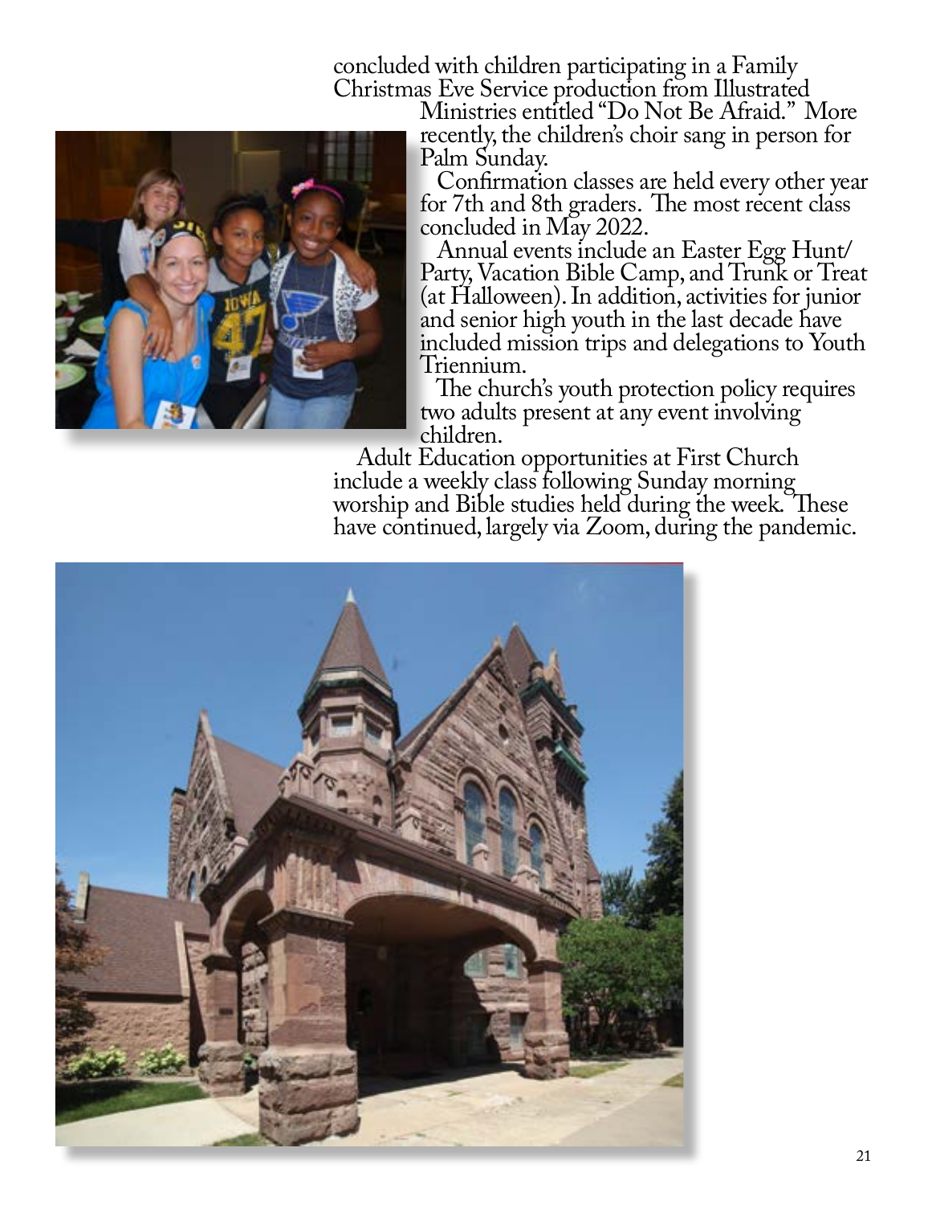concluded with children participating in a Family Christmas Eve Service production from Illustrated Ministries entitled "Do Not Be Afraid." More recently, the children's choir sang in person for Palm Sunday.

Confirmation classes are held every other year for 7th and 8th graders. The most recent class concluded in May 2022.

Annual events include an Easter Egg Hunt/ Party, Vacation Bible Camp, and Trunk or Treat (at Halloween). In addition, activities for junior and senior high youth in the last decade have included mission trips and delegations to Youth Triennium.

The church's youth protection policy requires two adults present at any event involving children.

Adult Education opportunities at First Church include a weekly class following Sunday morning worship and Bible studies held during the week. These have continued, largely via Zoom, during the pandemic.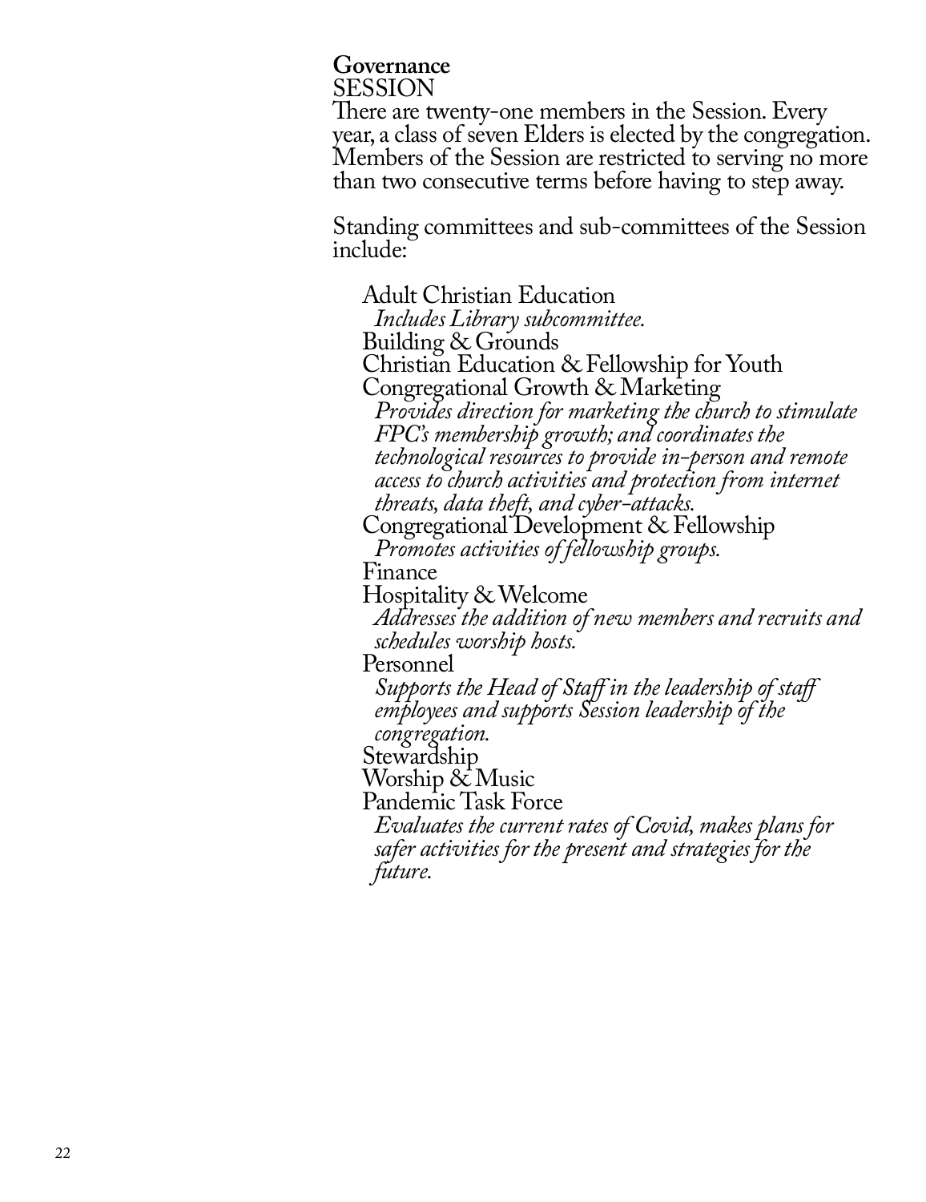## Governance

### SESSION

There are twenty-one members in the Session. Every year, a class of seven Elders is elected by the congregation. Members of the Session are restricted to serving no more than two consecutive terms before having to step away.

Standing committees and sub-committees of the Session include:

- Adult Christian Education
  *Includes Library subcommittee.*
- Building & Grounds
- Christian Education & Fellowship for Youth
- Congregational Growth & Marketing
  *Provides direction for marketing the church to stimulate FPC's membership growth; and coordinates the technological resources to provide in-person and remote access to church activities and protection from internet threats, data theft, and cyber-attacks.*
- Congregational Development & Fellowship
  *Promotes activities of fellowship groups.*
- Finance
- Hospitality & Welcome
  *Addresses the addition of new members and recruits and schedules worship hosts.*
- Personnel
  *Supports the Head of Staff in the leadership of staff employees and supports Session leadership of the congregation.*
- Stewardship
- Worship & Music
- Pandemic Task Force
  *Evaluates the current rates of Covid, makes plans for safer activities for the present and strategies for the future.*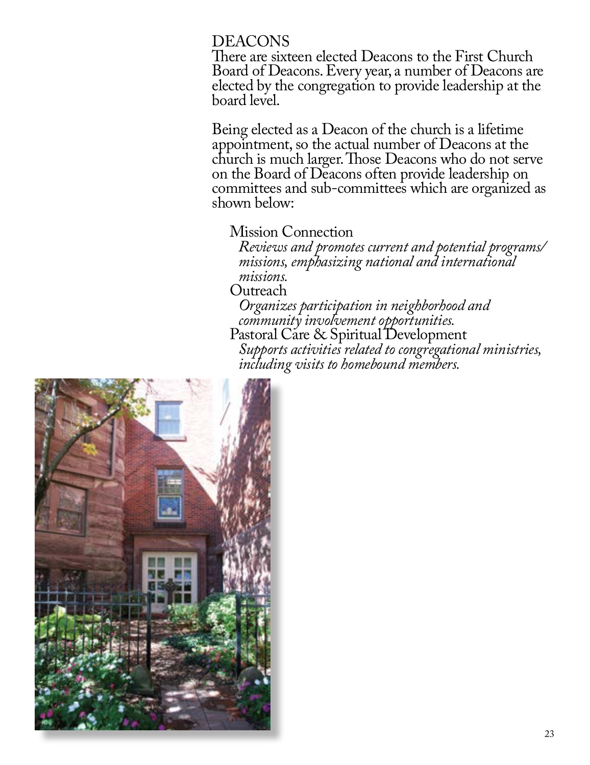## DEACONS

There are sixteen elected Deacons to the First Church Board of Deacons. Every year, a number of Deacons are elected by the congregation to provide leadership at the board level.

Being elected as a Deacon of the church is a lifetime appointment, so the actual number of Deacons at the church is much larger. Those Deacons who do not serve on the Board of Deacons often provide leadership on committees and sub-committees which are organized as shown below:

- Mission Connection
  *Reviews and promotes current and potential programs/ missions, emphasizing national and international missions.*
- Outreach
  *Organizes participation in neighborhood and community involvement opportunities.*
- Pastoral Care & Spiritual Development
  *Supports activities related to congregational ministries, including visits to homebound members.*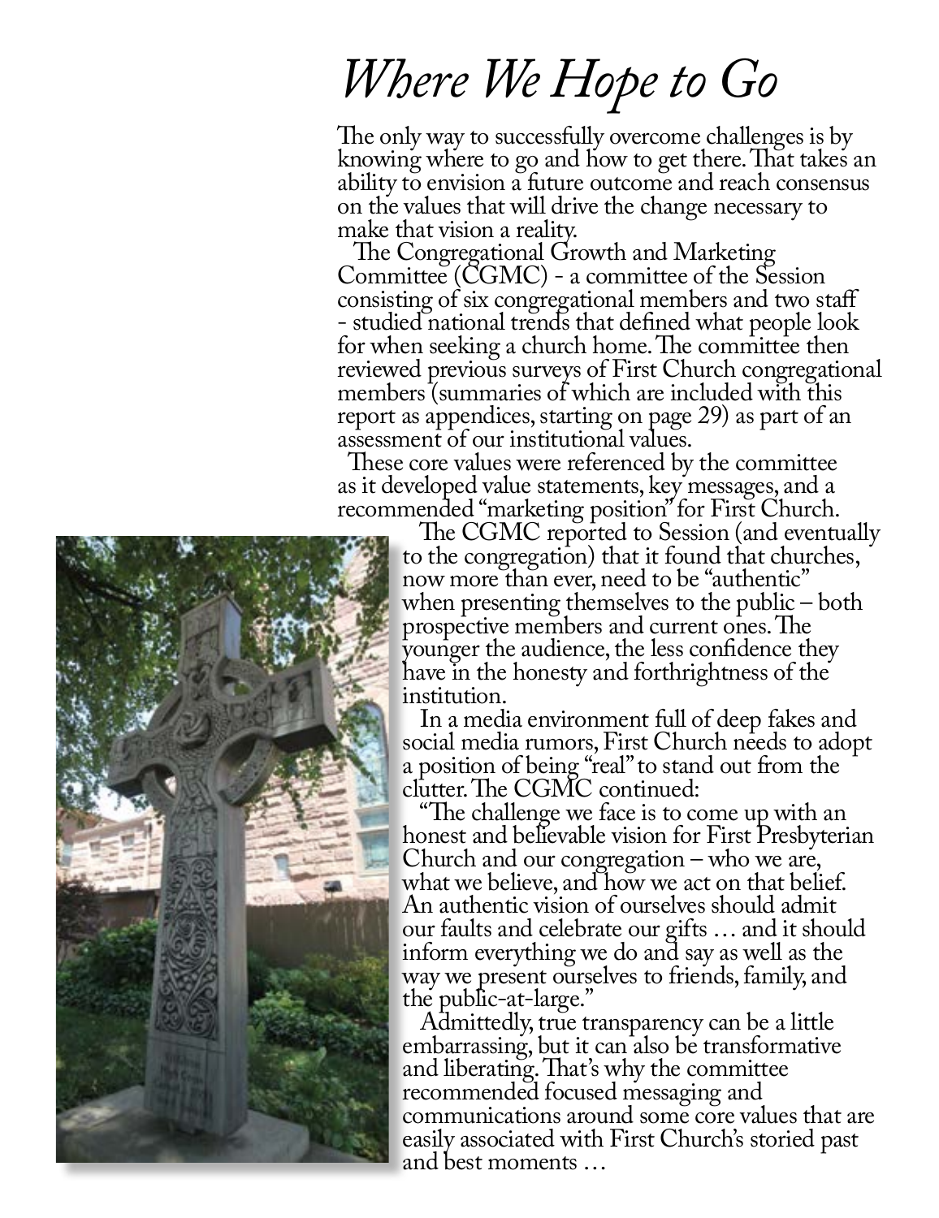# *Where We Hope to Go*

The only way to successfully overcome challenges is by knowing where to go and how to get there. That takes an ability to envision a future outcome and reach consensus on the values that will drive the change necessary to make that vision a reality.

The Congregational Growth and Marketing Committee (CGMC) - a committee of the Session consisting of six congregational members and two staff - studied national trends that defined what people look for when seeking a church home. The committee then reviewed previous surveys of First Church congregational members (summaries of which are included with this report as appendices, starting on page 29) as part of an assessment of our institutional values.

These core values were referenced by the committee as it developed value statements, key messages, and a recommended "marketing position" for First Church.

The CGMC reported to Session (and eventually to the congregation) that it found that churches, now more than ever, need to be "authentic" when presenting themselves to the public – both prospective members and current ones. The younger the audience, the less confidence they have in the honesty and forthrightness of the institution.

In a media environment full of deep fakes and social media rumors, First Church needs to adopt a position of being "real" to stand out from the clutter. The CGMC continued:

"The challenge we face is to come up with an honest and believable vision for First Presbyterian Church and our congregation – who we are, what we believe, and how we act on that belief. An authentic vision of ourselves should admit our faults and celebrate our gifts … and it should inform everything we do and say as well as the way we present ourselves to friends, family, and the public-at-large."

Admittedly, true transparency can be a little embarrassing, but it can also be transformative and liberating. That's why the committee recommended focused messaging and communications around some core values that are easily associated with First Church's storied past and best moments …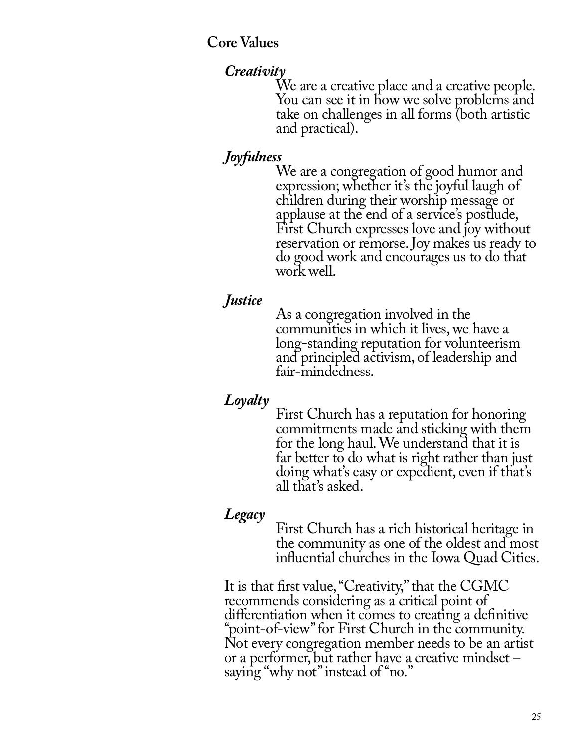## Core Values

***Creativity***

We are a creative place and a creative people. You can see it in how we solve problems and take on challenges in all forms (both artistic and practical).

***Joyfulness***

We are a congregation of good humor and expression; whether it's the joyful laugh of children during their worship message or applause at the end of a service's postlude, First Church expresses love and joy without reservation or remorse. Joy makes us ready to do good work and encourages us to do that work well.

***Justice***

As a congregation involved in the communities in which it lives, we have a long-standing reputation for volunteerism and principled activism, of leadership and fair-mindedness.

***Loyalty***

First Church has a reputation for honoring commitments made and sticking with them for the long haul. We understand that it is far better to do what is right rather than just doing what's easy or expedient, even if that's all that's asked.

***Legacy***

First Church has a rich historical heritage in the community as one of the oldest and most influential churches in the Iowa Quad Cities.

It is that first value, "Creativity," that the CGMC recommends considering as a critical point of differentiation when it comes to creating a definitive "point-of-view" for First Church in the community. Not every congregation member needs to be an artist or a performer, but rather have a creative mindset – saying "why not" instead of "no."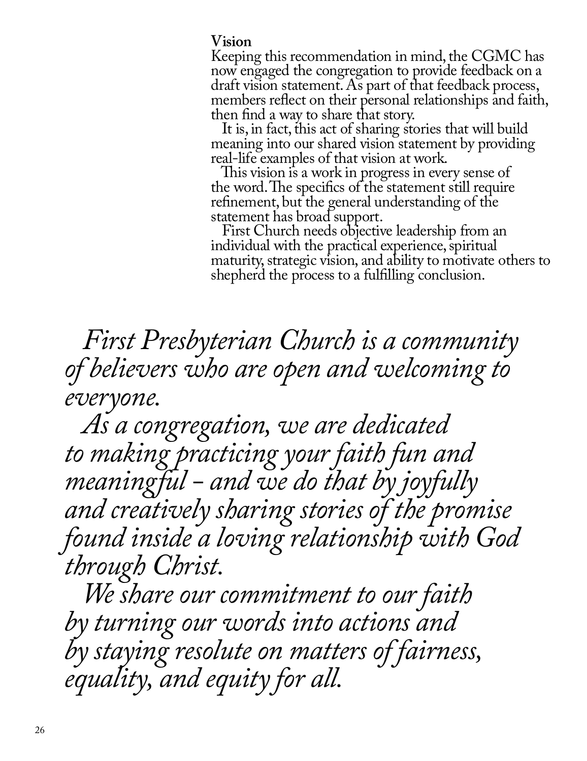**Vision**

Keeping this recommendation in mind, the CGMC has now engaged the congregation to provide feedback on a draft vision statement. As part of that feedback process, members reflect on their personal relationships and faith, then find a way to share that story.

It is, in fact, this act of sharing stories that will build meaning into our shared vision statement by providing real-life examples of that vision at work.

This vision is a work in progress in every sense of the word. The specifics of the statement still require refinement, but the general understanding of the statement has broad support.

First Church needs objective leadership from an individual with the practical experience, spiritual maturity, strategic vision, and ability to motivate others to shepherd the process to a fulfilling conclusion.

*First Presbyterian Church is a community of believers who are open and welcoming to everyone.*

*As a congregation, we are dedicated to making practicing your faith fun and meaningful – and we do that by joyfully and creatively sharing stories of the promise found inside a loving relationship with God through Christ.*

*We share our commitment to our faith by turning our words into actions and by staying resolute on matters of fairness, equality, and equity for all.*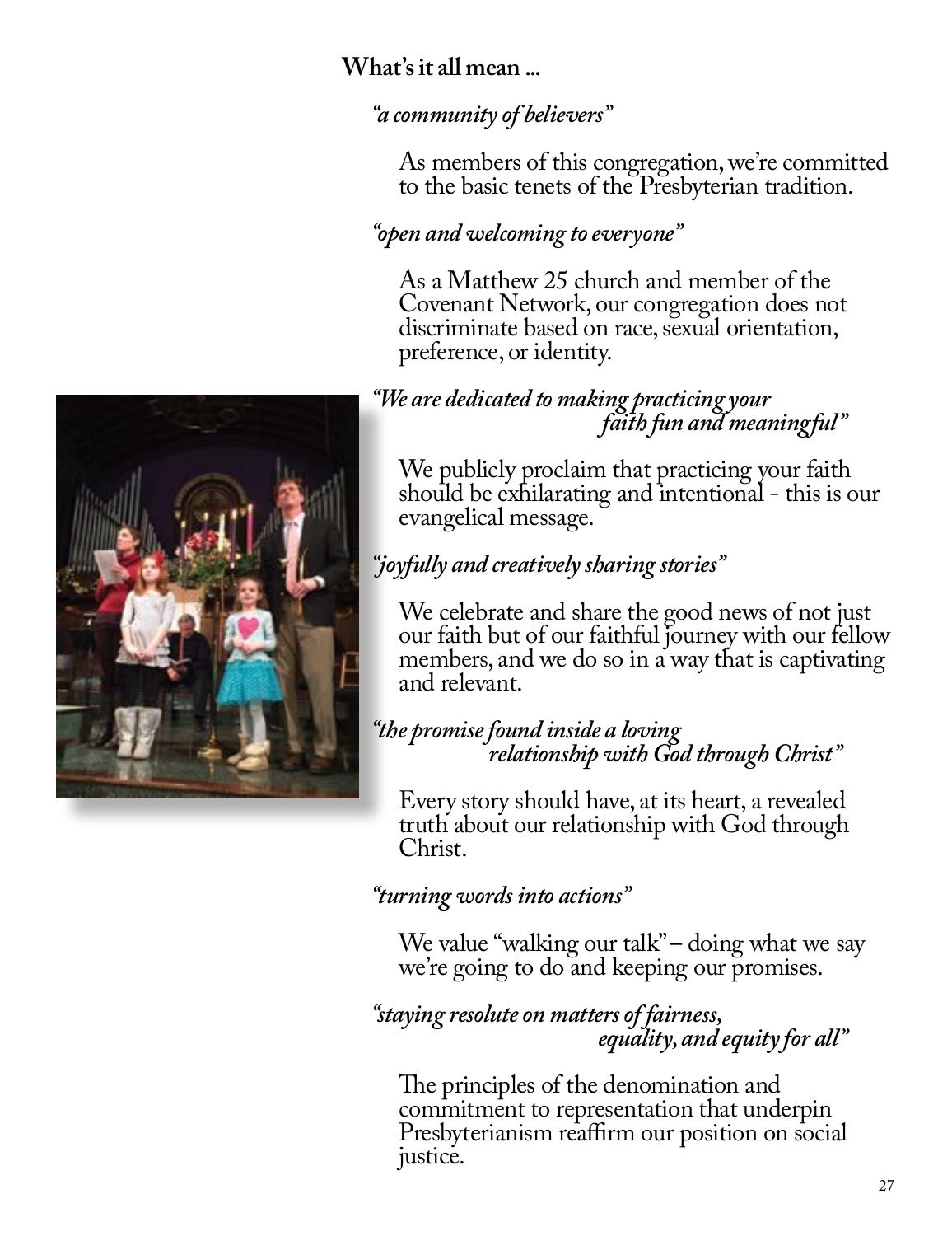**What's it all mean ...**

*"a community of believers"*

As members of this congregation, we're committed to the basic tenets of the Presbyterian tradition.

*"open and welcoming to everyone"*

As a Matthew 25 church and member of the Covenant Network, our congregation does not discriminate based on race, sexual orientation, preference, or identity.

*"We are dedicated to making practicing your faith fun and meaningful"*

We publicly proclaim that practicing your faith should be exhilarating and intentional - this is our evangelical message.

*"joyfully and creatively sharing stories"*

We celebrate and share the good news of not just our faith but of our faithful journey with our fellow members, and we do so in a way that is captivating and relevant.

*"the promise found inside a loving relationship with God through Christ"*

Every story should have, at its heart, a revealed truth about our relationship with God through Christ.

*"turning words into actions"*

We value "walking our talk" – doing what we say we're going to do and keeping our promises.

*"staying resolute on matters of fairness, equality, and equity for all"*

The principles of the denomination and commitment to representation that underpin Presbyterianism reaffirm our position on social justice.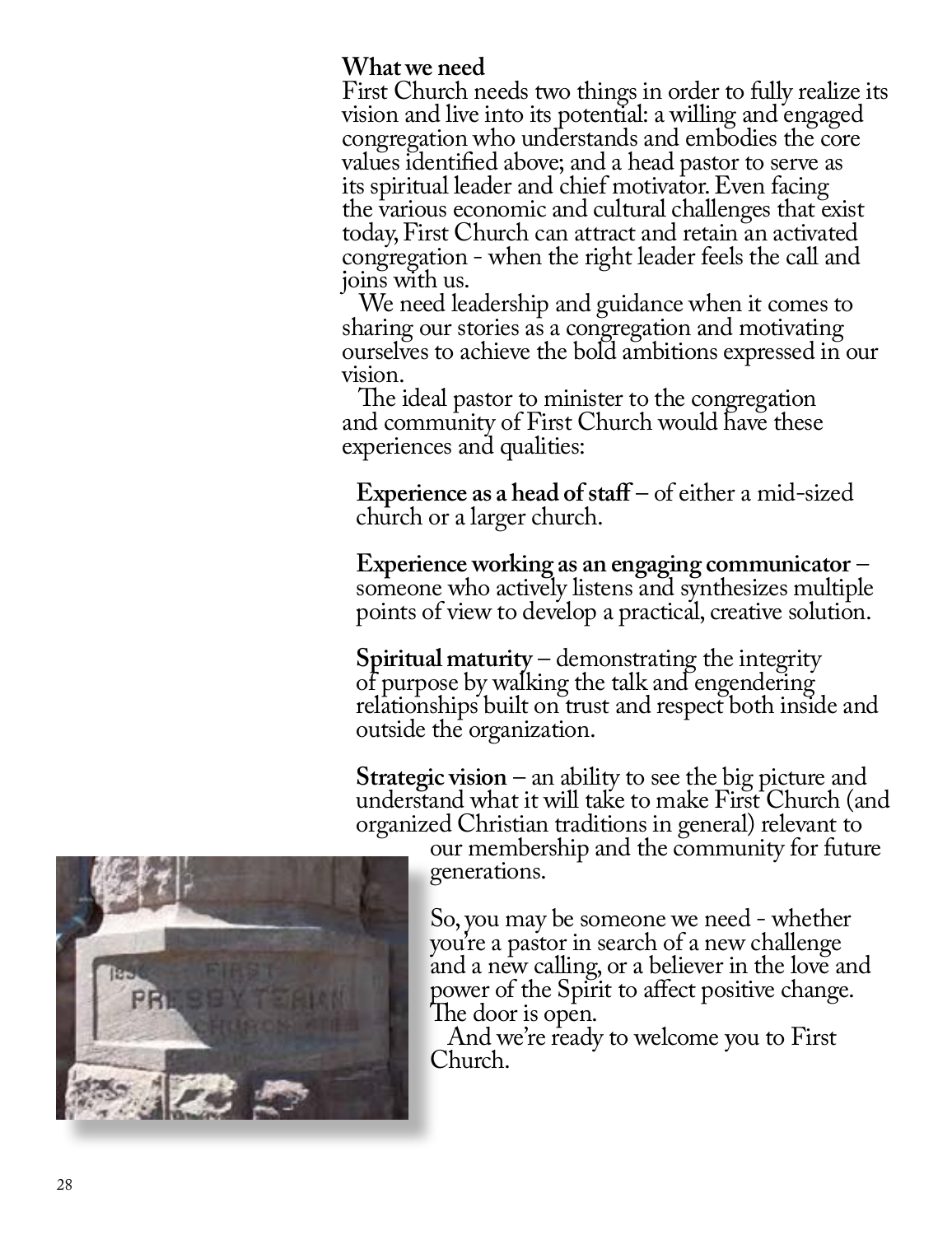## What we need

First Church needs two things in order to fully realize its vision and live into its potential: a willing and engaged congregation who understands and embodies the core values identified above; and a head pastor to serve as its spiritual leader and chief motivator. Even facing the various economic and cultural challenges that exist today, First Church can attract and retain an activated congregation - when the right leader feels the call and joins with us.

We need leadership and guidance when it comes to sharing our stories as a congregation and motivating ourselves to achieve the bold ambitions expressed in our vision.

The ideal pastor to minister to the congregation and community of First Church would have these experiences and qualities:

**Experience as a head of staff** – of either a mid-sized church or a larger church.

**Experience working as an engaging communicator** – someone who actively listens and synthesizes multiple points of view to develop a practical, creative solution.

**Spiritual maturity** – demonstrating the integrity of purpose by walking the talk and engendering relationships built on trust and respect both inside and outside the organization.

**Strategic vision** – an ability to see the big picture and understand what it will take to make First Church (and organized Christian traditions in general) relevant to our membership and the community for future generations.

So, you may be someone we need - whether you're a pastor in search of a new challenge and a new calling, or a believer in the love and power of the Spirit to affect positive change. The door is open.

And we're ready to welcome you to First Church.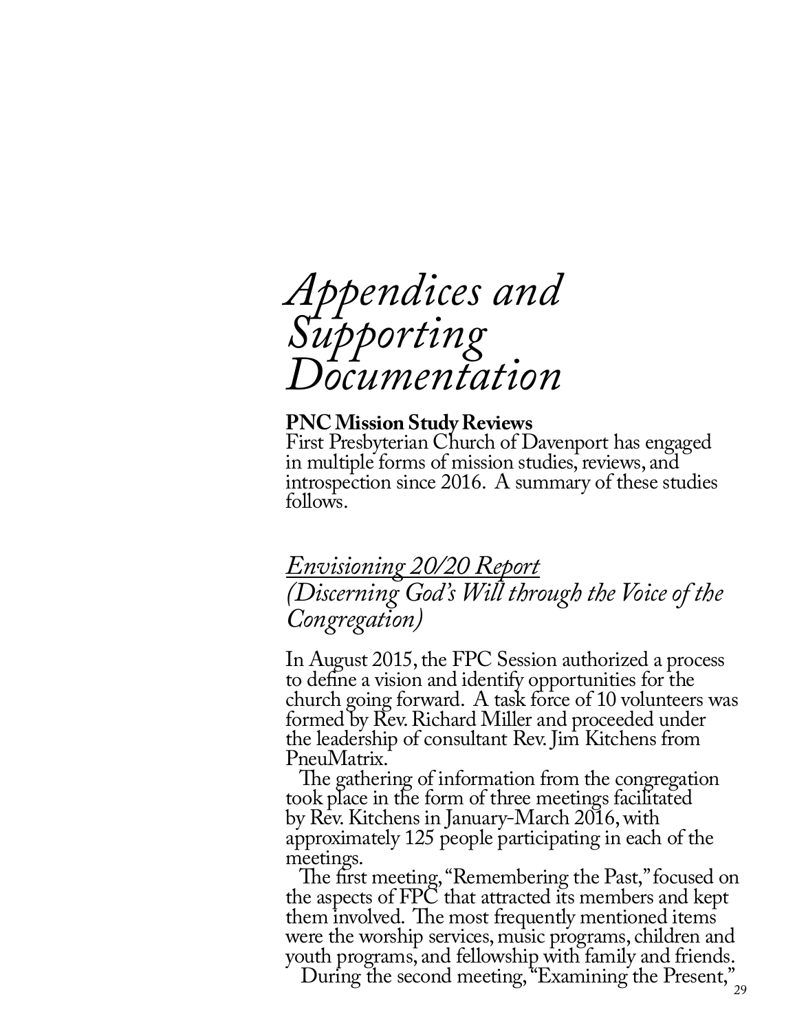# *Appendices and Supporting Documentation*

**PNC Mission Study Reviews**
First Presbyterian Church of Davenport has engaged in multiple forms of mission studies, reviews, and introspection since 2016. A summary of these studies follows.

## *Envisioning 20/20 Report (Discerning God's Will through the Voice of the Congregation)*

In August 2015, the FPC Session authorized a process to define a vision and identify opportunities for the church going forward. A task force of 10 volunteers was formed by Rev. Richard Miller and proceeded under the leadership of consultant Rev. Jim Kitchens from PneuMatrix.

The gathering of information from the congregation took place in the form of three meetings facilitated by Rev. Kitchens in January-March 2016, with approximately 125 people participating in each of the meetings.

The first meeting, "Remembering the Past," focused on the aspects of FPC that attracted its members and kept them involved. The most frequently mentioned items were the worship services, music programs, children and youth programs, and fellowship with family and friends.

During the second meeting, "Examining the Present,"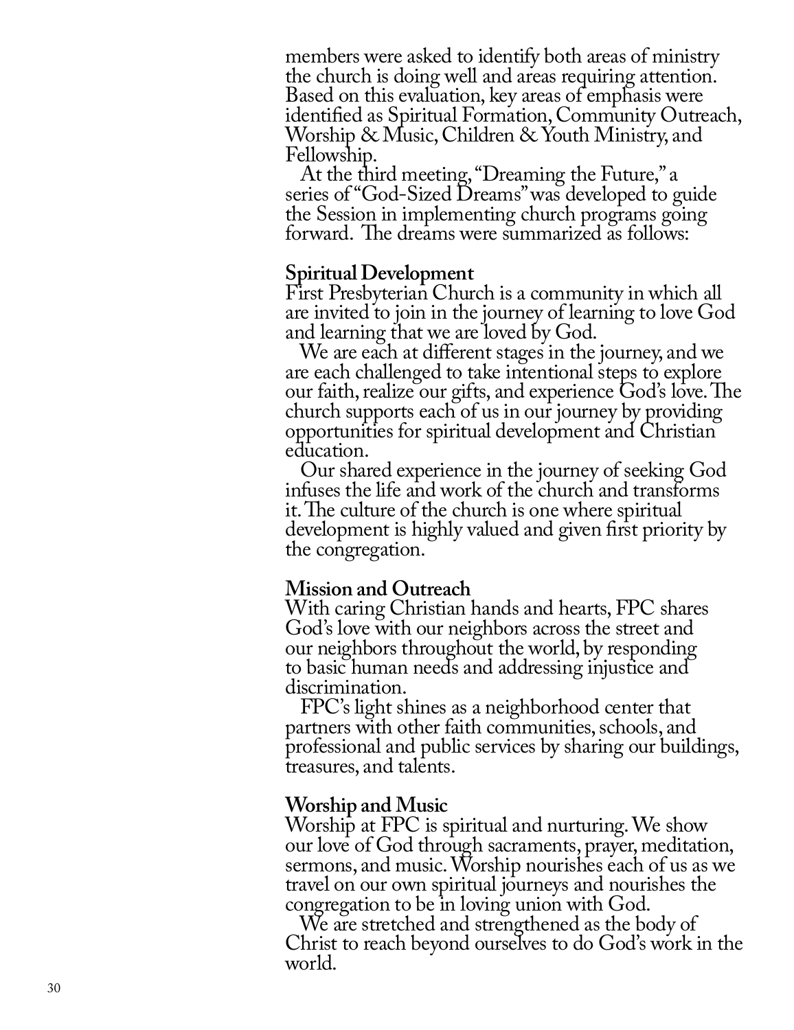members were asked to identify both areas of ministry the church is doing well and areas requiring attention. Based on this evaluation, key areas of emphasis were identified as Spiritual Formation, Community Outreach, Worship & Music, Children & Youth Ministry, and Fellowship.

At the third meeting, "Dreaming the Future," a series of "God-Sized Dreams" was developed to guide the Session in implementing church programs going forward. The dreams were summarized as follows:

**Spiritual Development**

First Presbyterian Church is a community in which all are invited to join in the journey of learning to love God and learning that we are loved by God.

We are each at different stages in the journey, and we are each challenged to take intentional steps to explore our faith, realize our gifts, and experience God's love. The church supports each of us in our journey by providing opportunities for spiritual development and Christian education.

Our shared experience in the journey of seeking God infuses the life and work of the church and transforms it. The culture of the church is one where spiritual development is highly valued and given first priority by the congregation.

**Mission and Outreach**

With caring Christian hands and hearts, FPC shares God's love with our neighbors across the street and our neighbors throughout the world, by responding to basic human needs and addressing injustice and discrimination.

FPC's light shines as a neighborhood center that partners with other faith communities, schools, and professional and public services by sharing our buildings, treasures, and talents.

**Worship and Music**

Worship at FPC is spiritual and nurturing. We show our love of God through sacraments, prayer, meditation, sermons, and music. Worship nourishes each of us as we travel on our own spiritual journeys and nourishes the congregation to be in loving union with God.

We are stretched and strengthened as the body of Christ to reach beyond ourselves to do God's work in the world.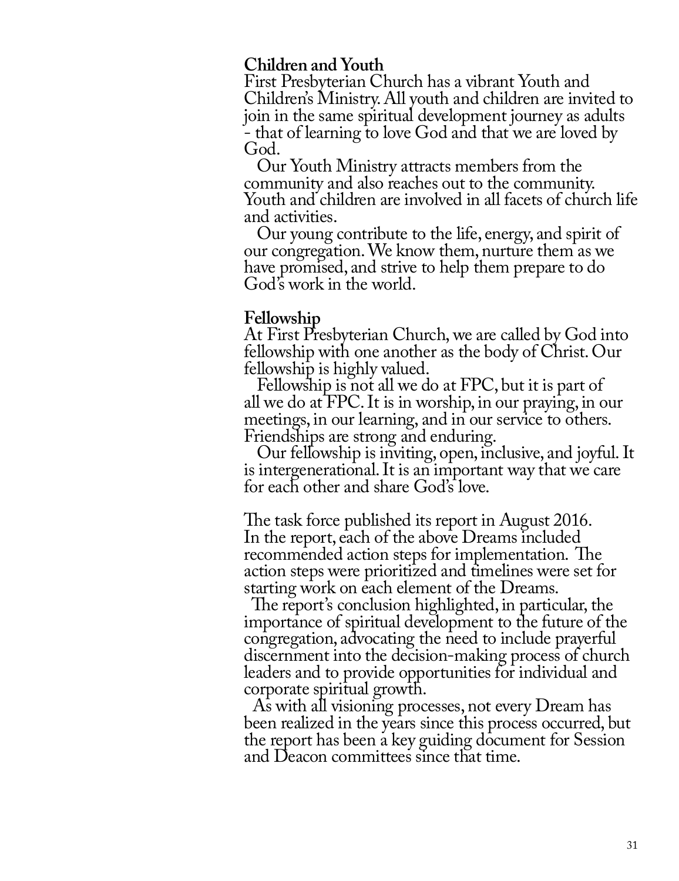**Children and Youth**
First Presbyterian Church has a vibrant Youth and Children's Ministry. All youth and children are invited to join in the same spiritual development journey as adults - that of learning to love God and that we are loved by God.

Our Youth Ministry attracts members from the community and also reaches out to the community. Youth and children are involved in all facets of church life and activities.

Our young contribute to the life, energy, and spirit of our congregation. We know them, nurture them as we have promised, and strive to help them prepare to do God's work in the world.

**Fellowship**
At First Presbyterian Church, we are called by God into fellowship with one another as the body of Christ. Our fellowship is highly valued.

Fellowship is not all we do at FPC, but it is part of all we do at FPC. It is in worship, in our praying, in our meetings, in our learning, and in our service to others. Friendships are strong and enduring.

Our fellowship is inviting, open, inclusive, and joyful. It is intergenerational. It is an important way that we care for each other and share God's love.

The task force published its report in August 2016. In the report, each of the above Dreams included recommended action steps for implementation. The action steps were prioritized and timelines were set for starting work on each element of the Dreams.

The report's conclusion highlighted, in particular, the importance of spiritual development to the future of the congregation, advocating the need to include prayerful discernment into the decision-making process of church leaders and to provide opportunities for individual and corporate spiritual growth.

As with all visioning processes, not every Dream has been realized in the years since this process occurred, but the report has been a key guiding document for Session and Deacon committees since that time.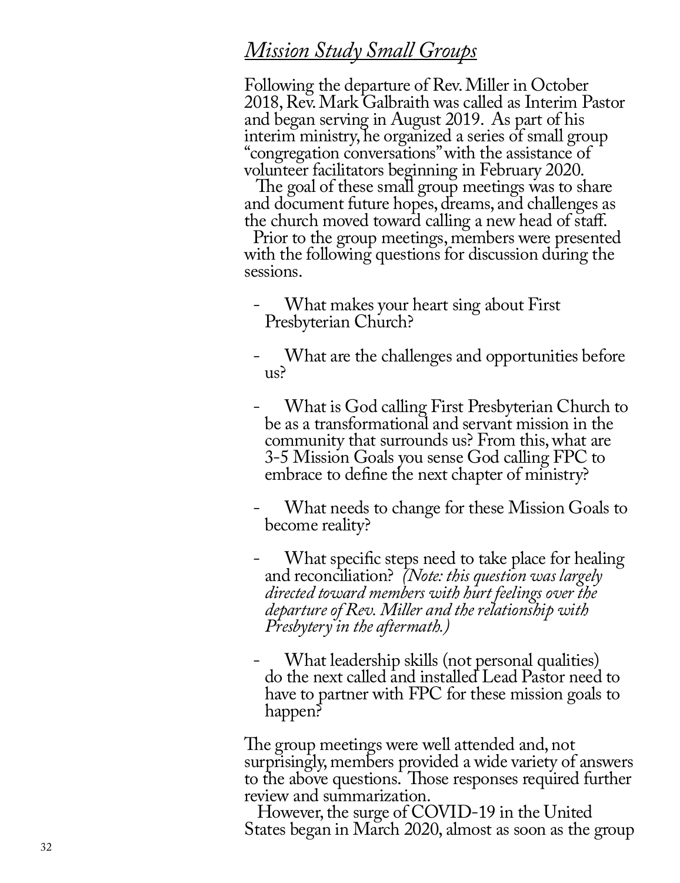## *Mission Study Small Groups*

Following the departure of Rev. Miller in October 2018, Rev. Mark Galbraith was called as Interim Pastor and began serving in August 2019. As part of his interim ministry, he organized a series of small group "congregation conversations" with the assistance of volunteer facilitators beginning in February 2020.

The goal of these small group meetings was to share and document future hopes, dreams, and challenges as the church moved toward calling a new head of staff.

Prior to the group meetings, members were presented with the following questions for discussion during the sessions.

- What makes your heart sing about First Presbyterian Church?
- What are the challenges and opportunities before us?
- What is God calling First Presbyterian Church to be as a transformational and servant mission in the community that surrounds us? From this, what are 3-5 Mission Goals you sense God calling FPC to embrace to define the next chapter of ministry?
- What needs to change for these Mission Goals to become reality?
- What specific steps need to take place for healing and reconciliation? *(Note: this question was largely directed toward members with hurt feelings over the departure of Rev. Miller and the relationship with Presbytery in the aftermath.)*
- What leadership skills (not personal qualities) do the next called and installed Lead Pastor need to have to partner with FPC for these mission goals to happen?

The group meetings were well attended and, not surprisingly, members provided a wide variety of answers to the above questions. Those responses required further review and summarization.

However, the surge of COVID-19 in the United States began in March 2020, almost as soon as the group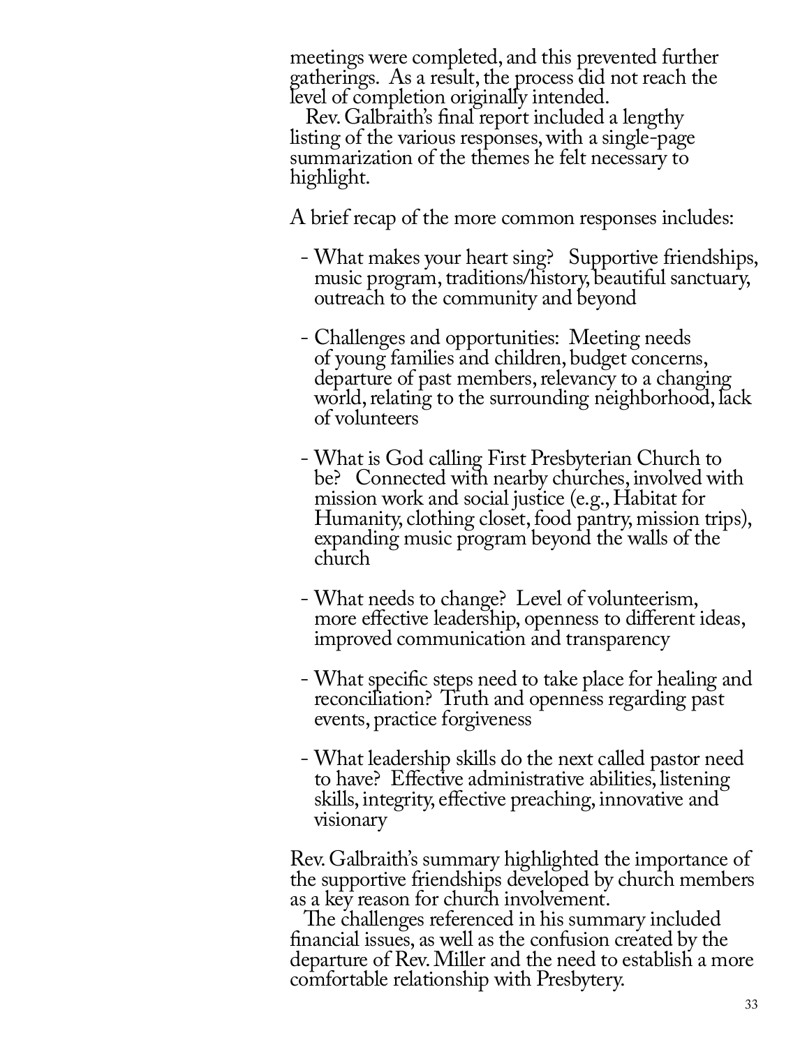meetings were completed, and this prevented further gatherings. As a result, the process did not reach the level of completion originally intended.

Rev. Galbraith's final report included a lengthy listing of the various responses, with a single-page summarization of the themes he felt necessary to highlight.

A brief recap of the more common responses includes:

- What makes your heart sing? Supportive friendships, music program, traditions/history, beautiful sanctuary, outreach to the community and beyond

- Challenges and opportunities: Meeting needs of young families and children, budget concerns, departure of past members, relevancy to a changing world, relating to the surrounding neighborhood, lack of volunteers

- What is God calling First Presbyterian Church to be? Connected with nearby churches, involved with mission work and social justice (e.g., Habitat for Humanity, clothing closet, food pantry, mission trips), expanding music program beyond the walls of the church

- What needs to change? Level of volunteerism, more effective leadership, openness to different ideas, improved communication and transparency

- What specific steps need to take place for healing and reconciliation? Truth and openness regarding past events, practice forgiveness

- What leadership skills do the next called pastor need to have? Effective administrative abilities, listening skills, integrity, effective preaching, innovative and visionary

Rev. Galbraith's summary highlighted the importance of the supportive friendships developed by church members as a key reason for church involvement.

The challenges referenced in his summary included financial issues, as well as the confusion created by the departure of Rev. Miller and the need to establish a more comfortable relationship with Presbytery.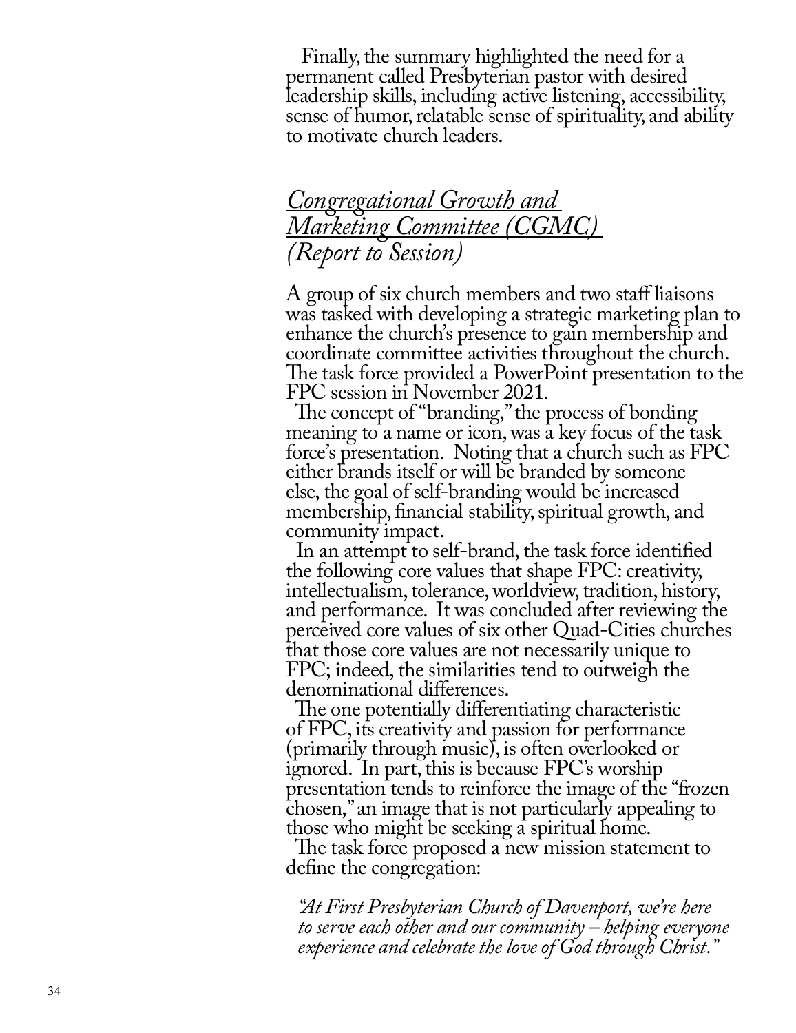Finally, the summary highlighted the need for a permanent called Presbyterian pastor with desired leadership skills, including active listening, accessibility, sense of humor, relatable sense of spirituality, and ability to motivate church leaders.

## *Congregational Growth and Marketing Committee (CGMC) (Report to Session)*

A group of six church members and two staff liaisons was tasked with developing a strategic marketing plan to enhance the church's presence to gain membership and coordinate committee activities throughout the church. The task force provided a PowerPoint presentation to the FPC session in November 2021.

The concept of "branding," the process of bonding meaning to a name or icon, was a key focus of the task force's presentation. Noting that a church such as FPC either brands itself or will be branded by someone else, the goal of self-branding would be increased membership, financial stability, spiritual growth, and community impact.

In an attempt to self-brand, the task force identified the following core values that shape FPC: creativity, intellectualism, tolerance, worldview, tradition, history, and performance. It was concluded after reviewing the perceived core values of six other Quad-Cities churches that those core values are not necessarily unique to FPC; indeed, the similarities tend to outweigh the denominational differences.

The one potentially differentiating characteristic of FPC, its creativity and passion for performance (primarily through music), is often overlooked or ignored. In part, this is because FPC's worship presentation tends to reinforce the image of the "frozen chosen," an image that is not particularly appealing to those who might be seeking a spiritual home.

The task force proposed a new mission statement to define the congregation:

*"At First Presbyterian Church of Davenport, we're here to serve each other and our community – helping everyone experience and celebrate the love of God through Christ."*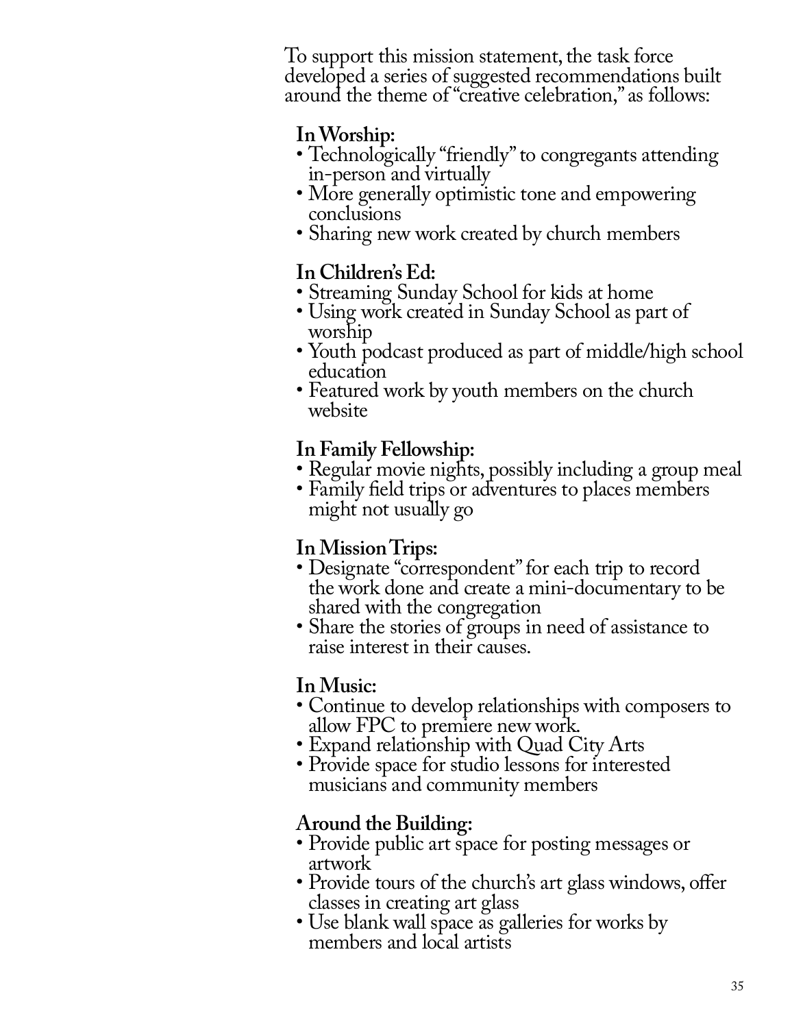To support this mission statement, the task force developed a series of suggested recommendations built around the theme of "creative celebration," as follows:

**In Worship:**

- Technologically "friendly" to congregants attending in-person and virtually
- More generally optimistic tone and empowering conclusions
- Sharing new work created by church members

**In Children's Ed:**

- Streaming Sunday School for kids at home
- Using work created in Sunday School as part of worship
- Youth podcast produced as part of middle/high school education
- Featured work by youth members on the church website

**In Family Fellowship:**

- Regular movie nights, possibly including a group meal
- Family field trips or adventures to places members might not usually go

**In Mission Trips:**

- Designate "correspondent" for each trip to record the work done and create a mini-documentary to be shared with the congregation
- Share the stories of groups in need of assistance to raise interest in their causes.

**In Music:**

- Continue to develop relationships with composers to allow FPC to premiere new work.
- Expand relationship with Quad City Arts
- Provide space for studio lessons for interested musicians and community members

**Around the Building:**

- Provide public art space for posting messages or artwork
- Provide tours of the church's art glass windows, offer classes in creating art glass
- Use blank wall space as galleries for works by members and local artists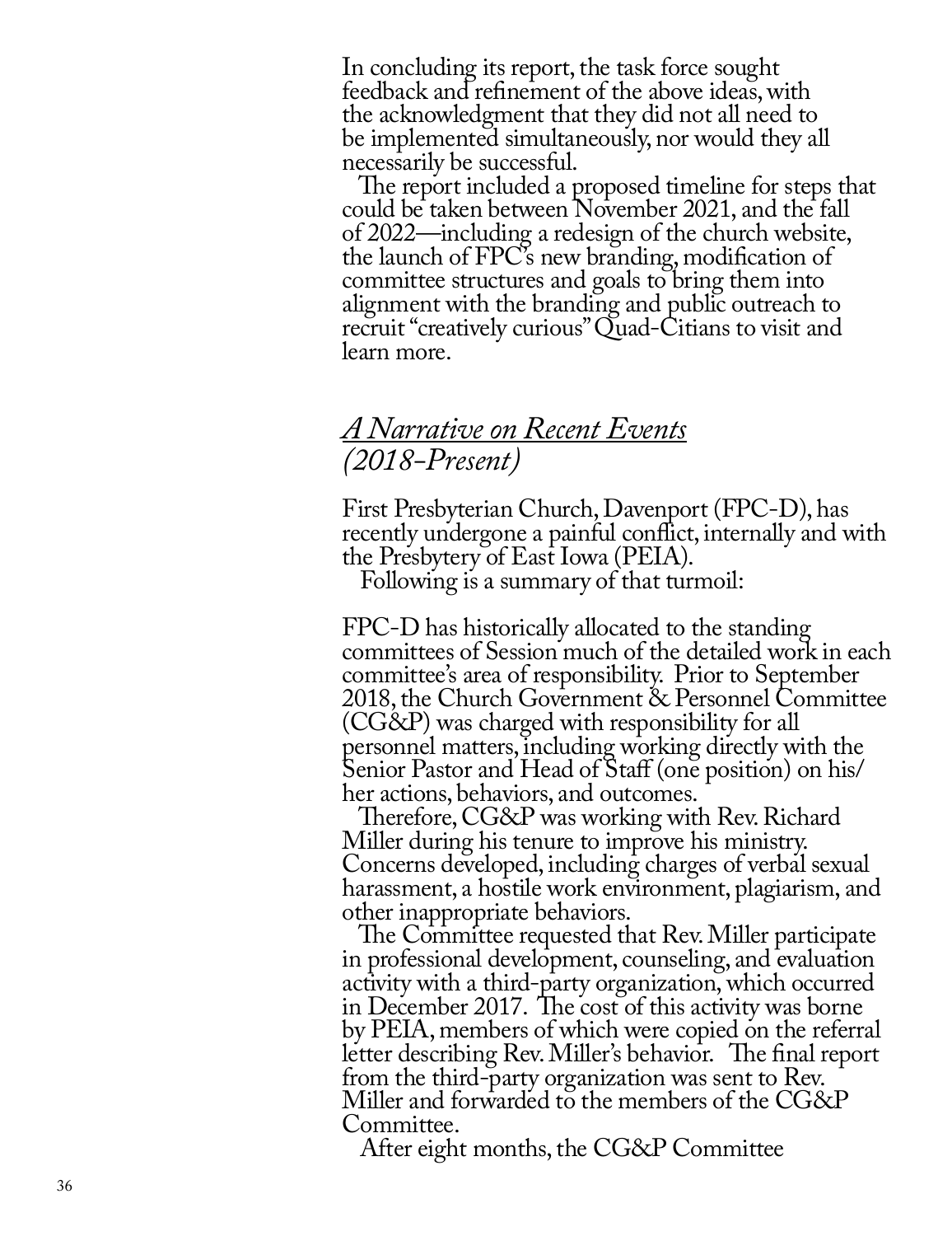In concluding its report, the task force sought feedback and refinement of the above ideas, with the acknowledgment that they did not all need to be implemented simultaneously, nor would they all necessarily be successful.

The report included a proposed timeline for steps that could be taken between November 2021, and the fall of 2022—including a redesign of the church website, the launch of FPC's new branding, modification of committee structures and goals to bring them into alignment with the branding and public outreach to recruit "creatively curious" Quad-Citians to visit and learn more.

## *A Narrative on Recent Events (2018-Present)*

First Presbyterian Church, Davenport (FPC-D), has recently undergone a painful conflict, internally and with the Presbytery of East Iowa (PEIA).

Following is a summary of that turmoil:

FPC-D has historically allocated to the standing committees of Session much of the detailed work in each committee's area of responsibility. Prior to September 2018, the Church Government & Personnel Committee (CG&P) was charged with responsibility for all personnel matters, including working directly with the Senior Pastor and Head of Staff (one position) on his/her actions, behaviors, and outcomes.

Therefore, CG&P was working with Rev. Richard Miller during his tenure to improve his ministry. Concerns developed, including charges of verbal sexual harassment, a hostile work environment, plagiarism, and other inappropriate behaviors.

The Committee requested that Rev. Miller participate in professional development, counseling, and evaluation activity with a third-party organization, which occurred in December 2017. The cost of this activity was borne by PEIA, members of which were copied on the referral letter describing Rev. Miller's behavior. The final report from the third-party organization was sent to Rev. Miller and forwarded to the members of the CG&P Committee.

After eight months, the CG&P Committee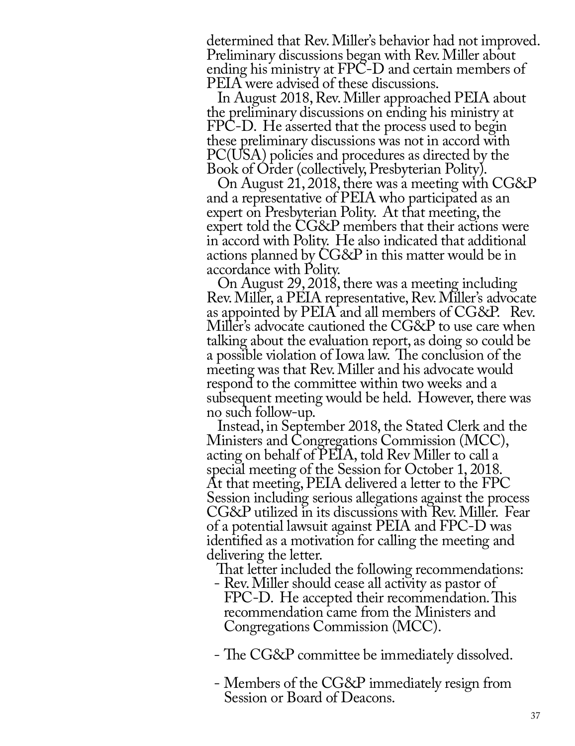determined that Rev. Miller's behavior had not improved. Preliminary discussions began with Rev. Miller about ending his ministry at FPC-D and certain members of PEIA were advised of these discussions.

In August 2018, Rev. Miller approached PEIA about the preliminary discussions on ending his ministry at FPC-D. He asserted that the process used to begin these preliminary discussions was not in accord with PC(USA) policies and procedures as directed by the Book of Order (collectively, Presbyterian Polity).

On August 21, 2018, there was a meeting with CG&P and a representative of PEIA who participated as an expert on Presbyterian Polity. At that meeting, the expert told the CG&P members that their actions were in accord with Polity. He also indicated that additional actions planned by CG&P in this matter would be in accordance with Polity.

On August 29, 2018, there was a meeting including Rev. Miller, a PEIA representative, Rev. Miller's advocate as appointed by PEIA and all members of CG&P. Rev. Miller's advocate cautioned the CG&P to use care when talking about the evaluation report, as doing so could be a possible violation of Iowa law. The conclusion of the meeting was that Rev. Miller and his advocate would respond to the committee within two weeks and a subsequent meeting would be held. However, there was no such follow-up.

Instead, in September 2018, the Stated Clerk and the Ministers and Congregations Commission (MCC), acting on behalf of PEIA, told Rev Miller to call a special meeting of the Session for October 1, 2018. At that meeting, PEIA delivered a letter to the FPC Session including serious allegations against the process CG&P utilized in its discussions with Rev. Miller. Fear of a potential lawsuit against PEIA and FPC-D was identified as a motivation for calling the meeting and delivering the letter.

That letter included the following recommendations:

- Rev. Miller should cease all activity as pastor of FPC-D. He accepted their recommendation. This recommendation came from the Ministers and Congregations Commission (MCC).

- The CG&P committee be immediately dissolved.

- Members of the CG&P immediately resign from Session or Board of Deacons.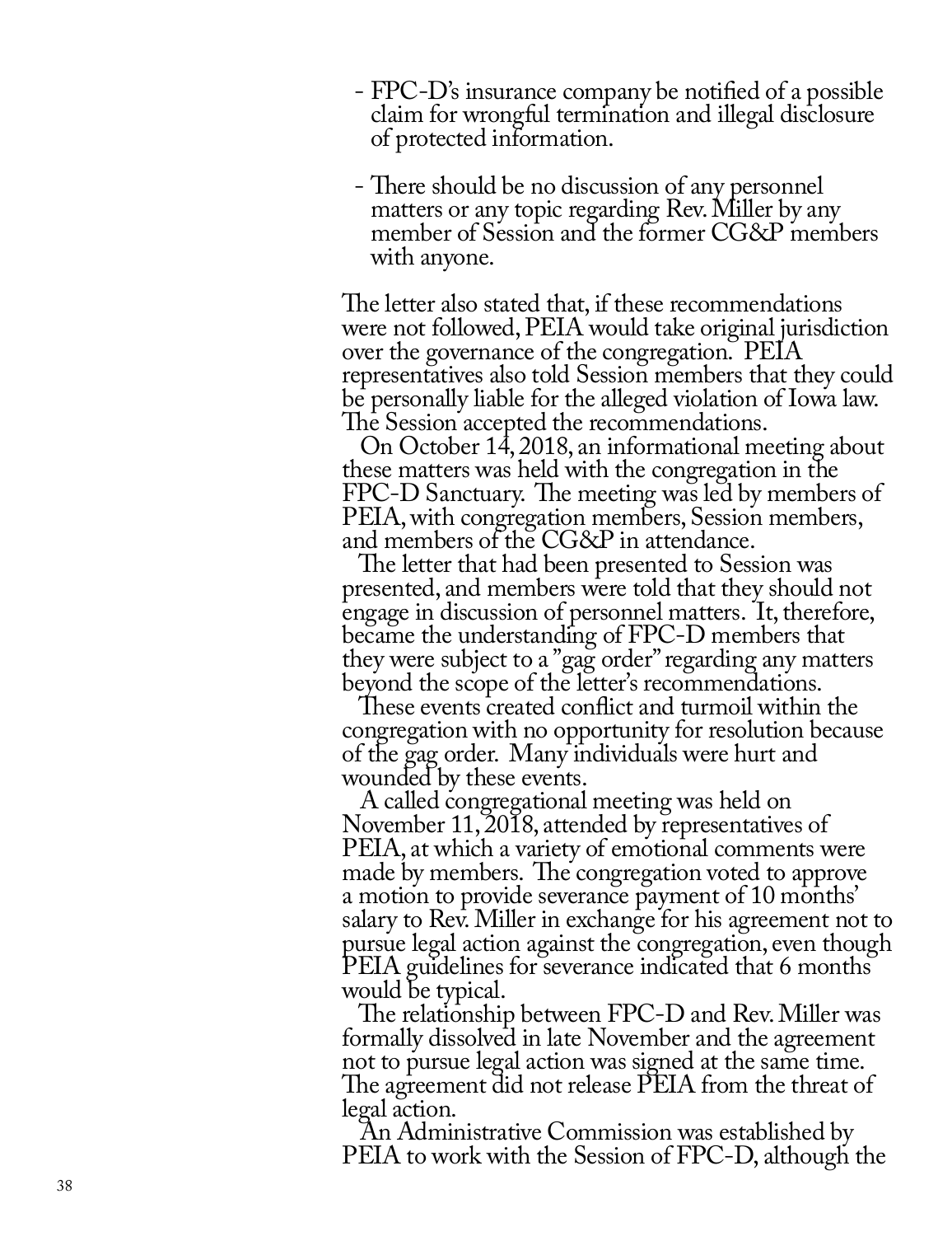- FPC-D's insurance company be notified of a possible claim for wrongful termination and illegal disclosure of protected information.

- There should be no discussion of any personnel matters or any topic regarding Rev. Miller by any member of Session and the former CG&P members with anyone.

The letter also stated that, if these recommendations were not followed, PEIA would take original jurisdiction over the governance of the congregation. PEIA representatives also told Session members that they could be personally liable for the alleged violation of Iowa law. The Session accepted the recommendations.

On October 14, 2018, an informational meeting about these matters was held with the congregation in the FPC-D Sanctuary. The meeting was led by members of PEIA, with congregation members, Session members, and members of the CG&P in attendance.

The letter that had been presented to Session was presented, and members were told that they should not engage in discussion of personnel matters. It, therefore, became the understanding of FPC-D members that they were subject to a "gag order" regarding any matters beyond the scope of the letter's recommendations.

These events created conflict and turmoil within the congregation with no opportunity for resolution because of the gag order. Many individuals were hurt and wounded by these events.

A called congregational meeting was held on November 11, 2018, attended by representatives of PEIA, at which a variety of emotional comments were made by members. The congregation voted to approve a motion to provide severance payment of 10 months' salary to Rev. Miller in exchange for his agreement not to pursue legal action against the congregation, even though PEIA guidelines for severance indicated that 6 months would be typical.

The relationship between FPC-D and Rev. Miller was formally dissolved in late November and the agreement not to pursue legal action was signed at the same time. The agreement did not release PEIA from the threat of legal action.

An Administrative Commission was established by PEIA to work with the Session of FPC-D, although the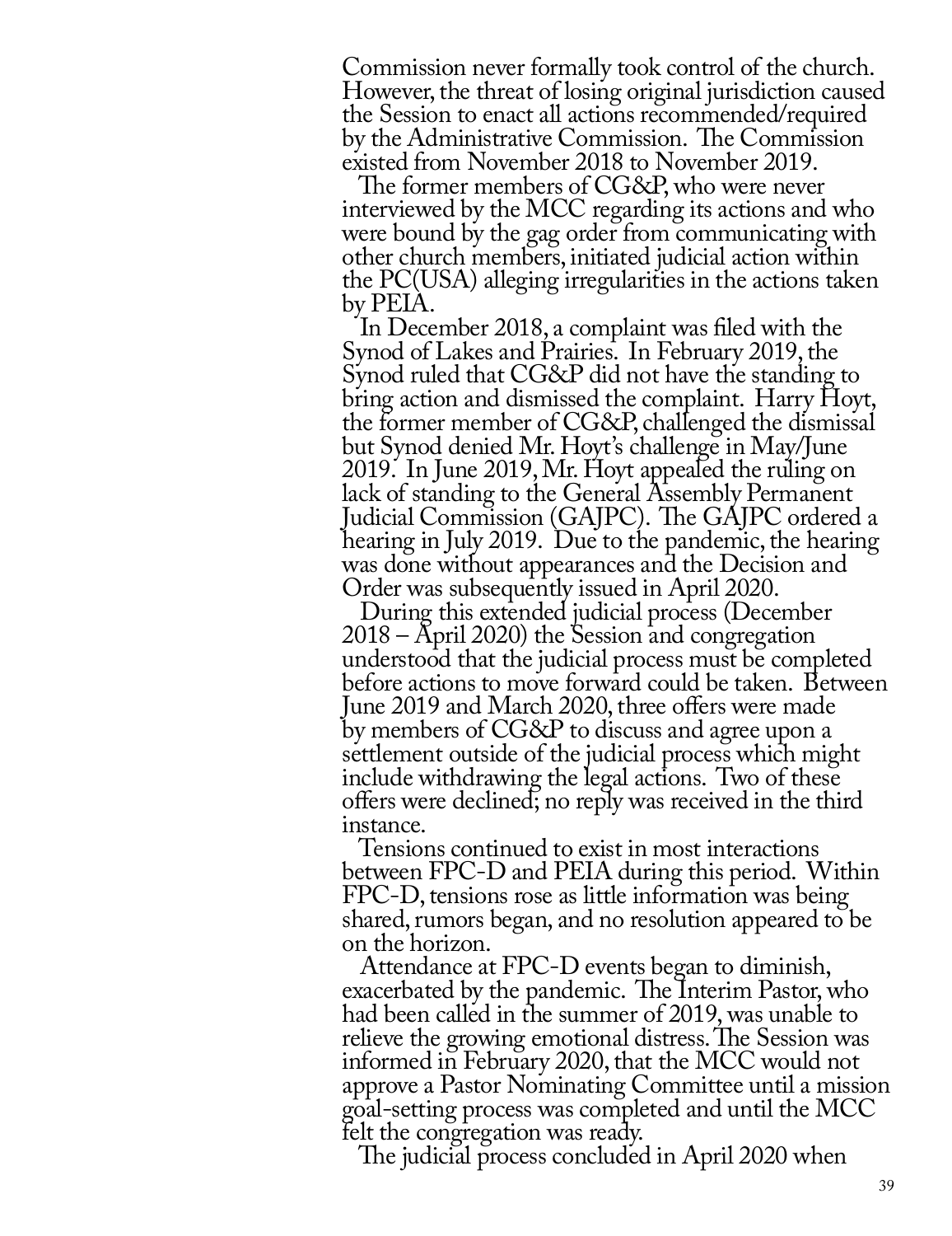Commission never formally took control of the church. However, the threat of losing original jurisdiction caused the Session to enact all actions recommended/required by the Administrative Commission. The Commission existed from November 2018 to November 2019.

The former members of CG&P, who were never interviewed by the MCC regarding its actions and who were bound by the gag order from communicating with other church members, initiated judicial action within the PC(USA) alleging irregularities in the actions taken by PEIA.

In December 2018, a complaint was filed with the Synod of Lakes and Prairies. In February 2019, the Synod ruled that CG&P did not have the standing to bring action and dismissed the complaint. Harry Hoyt, the former member of CG&P, challenged the dismissal but Synod denied Mr. Hoyt's challenge in May/June 2019. In June 2019, Mr. Hoyt appealed the ruling on lack of standing to the General Assembly Permanent Judicial Commission (GAJPC). The GAJPC ordered a hearing in July 2019. Due to the pandemic, the hearing was done without appearances and the Decision and Order was subsequently issued in April 2020.

During this extended judicial process (December 2018 – April 2020) the Session and congregation understood that the judicial process must be completed before actions to move forward could be taken. Between June 2019 and March 2020, three offers were made by members of CG&P to discuss and agree upon a settlement outside of the judicial process which might include withdrawing the legal actions. Two of these offers were declined; no reply was received in the third instance.

Tensions continued to exist in most interactions between FPC-D and PEIA during this period. Within FPC-D, tensions rose as little information was being shared, rumors began, and no resolution appeared to be on the horizon.

Attendance at FPC-D events began to diminish, exacerbated by the pandemic. The Interim Pastor, who had been called in the summer of 2019, was unable to relieve the growing emotional distress. The Session was informed in February 2020, that the MCC would not approve a Pastor Nominating Committee until a mission goal-setting process was completed and until the MCC felt the congregation was ready.

The judicial process concluded in April 2020 when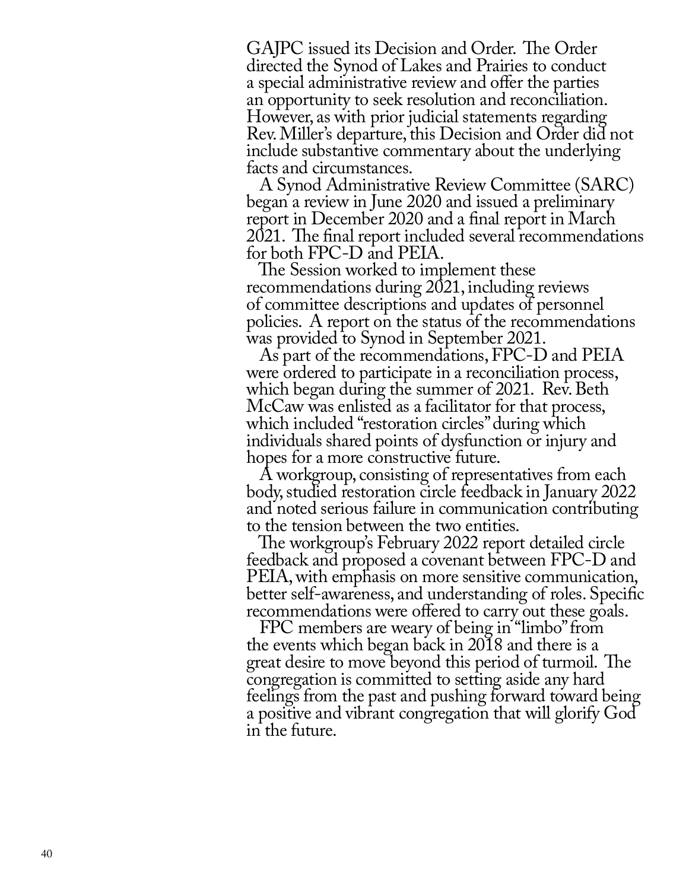GAJPC issued its Decision and Order. The Order directed the Synod of Lakes and Prairies to conduct a special administrative review and offer the parties an opportunity to seek resolution and reconciliation. However, as with prior judicial statements regarding Rev. Miller's departure, this Decision and Order did not include substantive commentary about the underlying facts and circumstances.

A Synod Administrative Review Committee (SARC) began a review in June 2020 and issued a preliminary report in December 2020 and a final report in March 2021. The final report included several recommendations for both FPC-D and PEIA.

The Session worked to implement these recommendations during 2021, including reviews of committee descriptions and updates of personnel policies. A report on the status of the recommendations was provided to Synod in September 2021.

As part of the recommendations, FPC-D and PEIA were ordered to participate in a reconciliation process, which began during the summer of 2021. Rev. Beth McCaw was enlisted as a facilitator for that process, which included "restoration circles" during which individuals shared points of dysfunction or injury and hopes for a more constructive future.

A workgroup, consisting of representatives from each body, studied restoration circle feedback in January 2022 and noted serious failure in communication contributing to the tension between the two entities.

The workgroup's February 2022 report detailed circle feedback and proposed a covenant between FPC-D and PEIA, with emphasis on more sensitive communication, better self-awareness, and understanding of roles. Specific recommendations were offered to carry out these goals.

FPC members are weary of being in "limbo" from the events which began back in 2018 and there is a great desire to move beyond this period of turmoil. The congregation is committed to setting aside any hard feelings from the past and pushing forward toward being a positive and vibrant congregation that will glorify God in the future.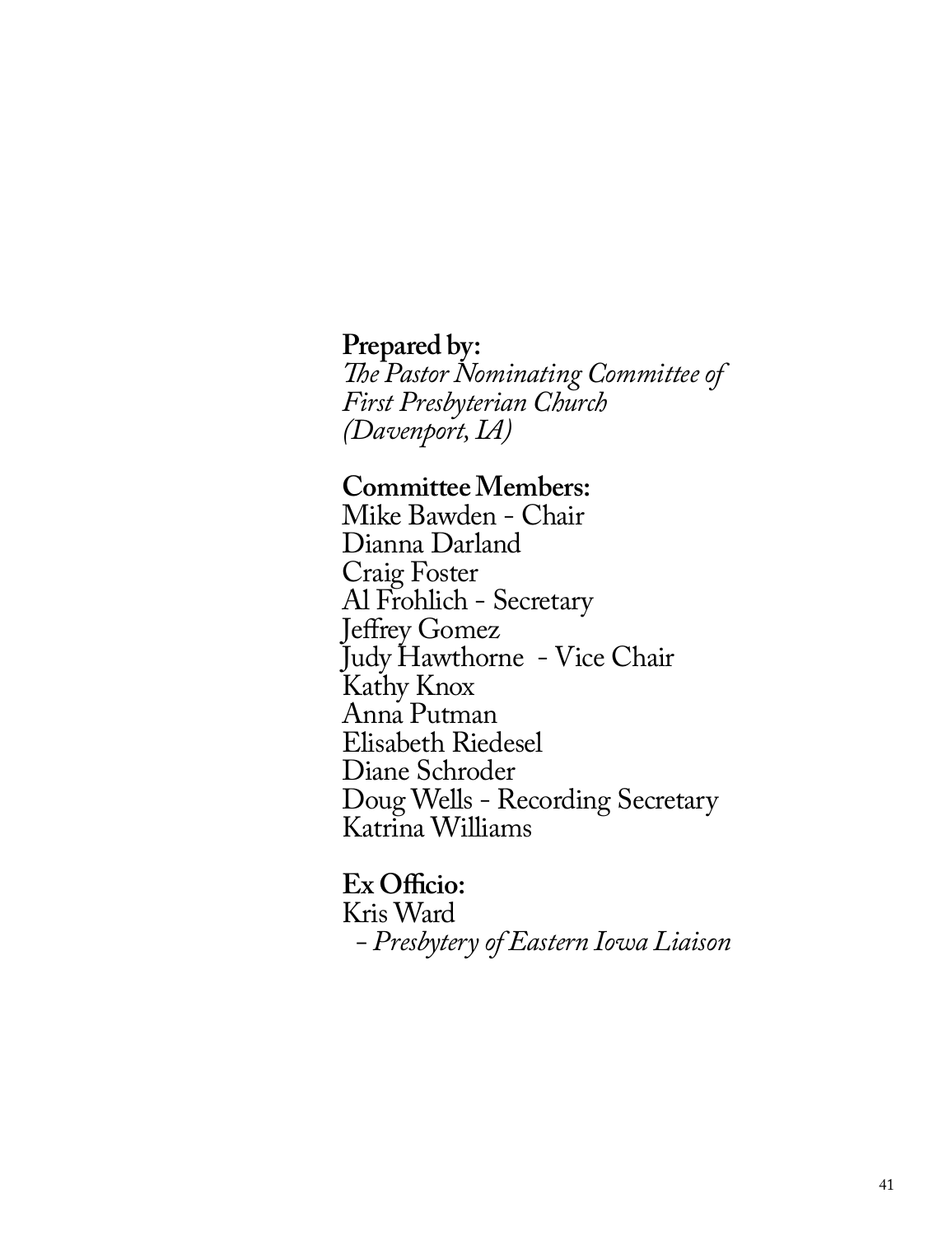**Prepared by:**  
*The Pastor Nominating Committee of First Presbyterian Church (Davenport, IA)*

**Committee Members:**  
Mike Bawden - Chair  
Dianna Darland  
Craig Foster  
Al Frohlich - Secretary  
Jeffrey Gomez  
Judy Hawthorne - Vice Chair  
Kathy Knox  
Anna Putman  
Elisabeth Riedesel  
Diane Schroder  
Doug Wells - Recording Secretary  
Katrina Williams

**Ex Officio:**  
Kris Ward  
– *Presbytery of Eastern Iowa Liaison*